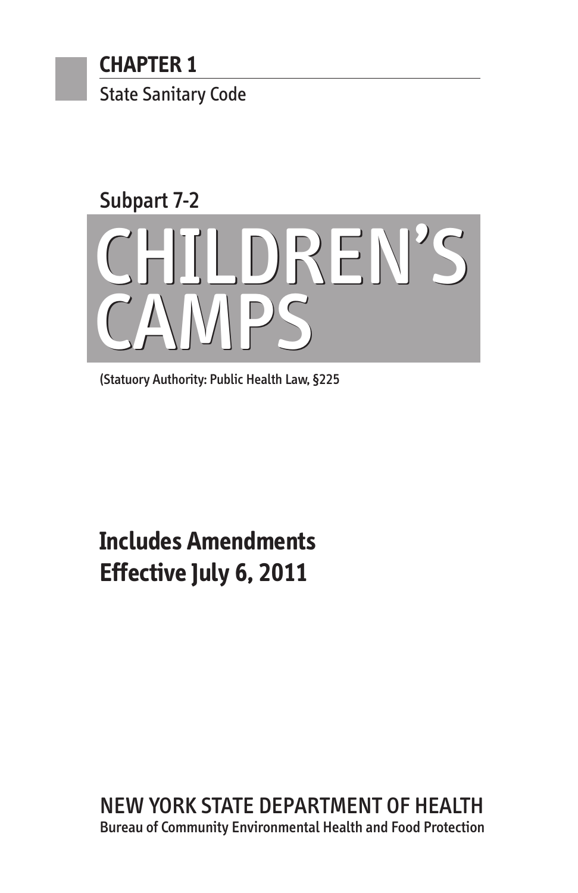**CHAPTER 1**

State Sanitary Code

Subpart 7-2

# CHILDREN'S CAMPS

(Statuory Authority: Public Health Law, §225

## Includes Amendments Effective July 6, 2011

NEW YORK STATE DEPARTMENT OF HEALTH

Bureau of Community Environmental Health and Food Protection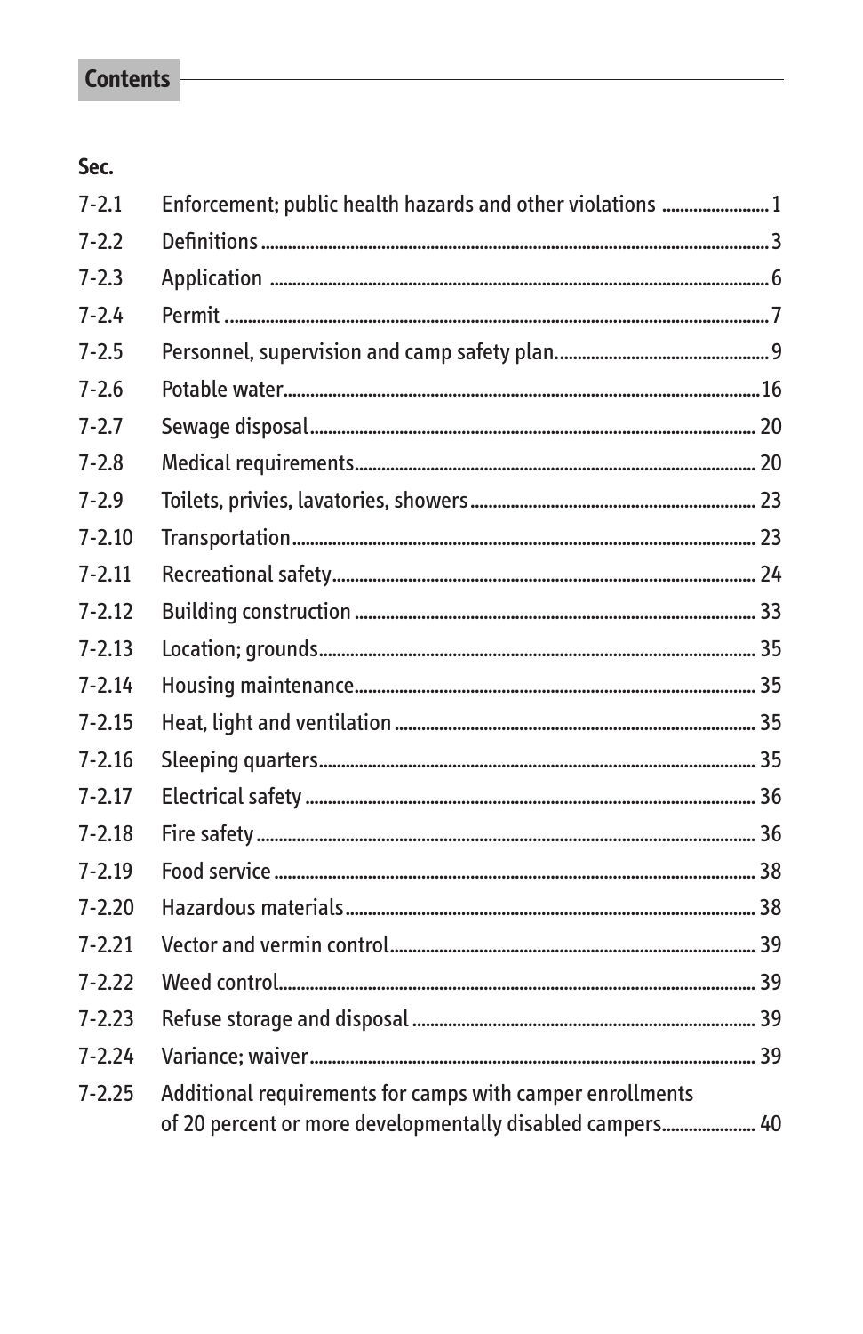## Contents

| Sec. | | |
|---|---|---|
| 7-2.1 | Enforcement; public health hazards and other violations | 1 |
| 7-2.2 | Definitions | 3 |
| 7-2.3 | Application | 6 |
| 7-2.4 | Permit | 7 |
| 7-2.5 | Personnel, supervision and camp safety plan | 9 |
| 7-2.6 | Potable water | 16 |
| 7-2.7 | Sewage disposal | 20 |
| 7-2.8 | Medical requirements | 20 |
| 7-2.9 | Toilets, privies, lavatories, showers | 23 |
| 7-2.10 | Transportation | 23 |
| 7-2.11 | Recreational safety | 24 |
| 7-2.12 | Building construction | 33 |
| 7-2.13 | Location; grounds | 35 |
| 7-2.14 | Housing maintenance | 35 |
| 7-2.15 | Heat, light and ventilation | 35 |
| 7-2.16 | Sleeping quarters | 35 |
| 7-2.17 | Electrical safety | 36 |
| 7-2.18 | Fire safety | 36 |
| 7-2.19 | Food service | 38 |
| 7-2.20 | Hazardous materials | 38 |
| 7-2.21 | Vector and vermin control | 39 |
| 7-2.22 | Weed control | 39 |
| 7-2.23 | Refuse storage and disposal | 39 |
| 7-2.24 | Variance; waiver | 39 |
| 7-2.25 | Additional requirements for camps with camper enrollments of 20 percent or more developmentally disabled campers | 40 |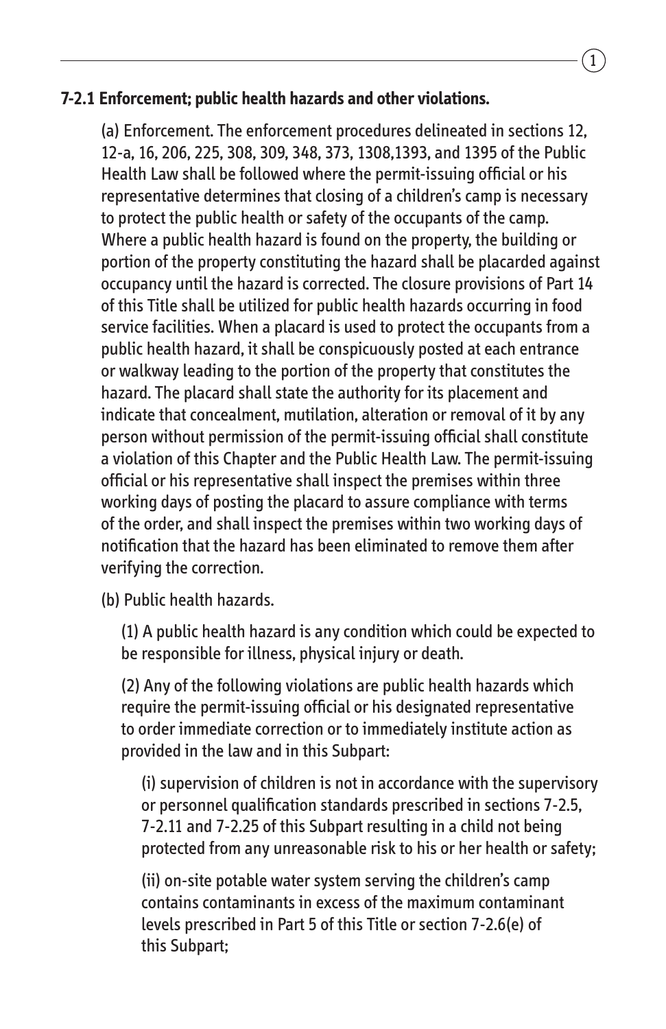#### 7-2.1 Enforcement; public health hazards and other violations.

(a) Enforcement. The enforcement procedures delineated in sections 12, 12-a, 16, 206, 225, 308, 309, 348, 373, 1308,1393, and 1395 of the Public Health Law shall be followed where the permit-issuing official or his representative determines that closing of a children's camp is necessary to protect the public health or safety of the occupants of the camp. Where a public health hazard is found on the property, the building or portion of the property constituting the hazard shall be placarded against occupancy until the hazard is corrected. The closure provisions of Part 14 of this Title shall be utilized for public health hazards occurring in food service facilities. When a placard is used to protect the occupants from a public health hazard, it shall be conspicuously posted at each entrance or walkway leading to the portion of the property that constitutes the hazard. The placard shall state the authority for its placement and indicate that concealment, mutilation, alteration or removal of it by any person without permission of the permit-issuing official shall constitute a violation of this Chapter and the Public Health Law. The permit-issuing official or his representative shall inspect the premises within three working days of posting the placard to assure compliance with terms of the order, and shall inspect the premises within two working days of notification that the hazard has been eliminated to remove them after verifying the correction.

(b) Public health hazards.

(1) A public health hazard is any condition which could be expected to be responsible for illness, physical injury or death.

(2) Any of the following violations are public health hazards which require the permit-issuing official or his designated representative to order immediate correction or to immediately institute action as provided in the law and in this Subpart:

(i) supervision of children is not in accordance with the supervisory or personnel qualification standards prescribed in sections 7-2.5, 7-2.11 and 7-2.25 of this Subpart resulting in a child not being protected from any unreasonable risk to his or her health or safety;

(ii) on-site potable water system serving the children's camp contains contaminants in excess of the maximum contaminant levels prescribed in Part 5 of this Title or section 7-2.6(e) of this Subpart;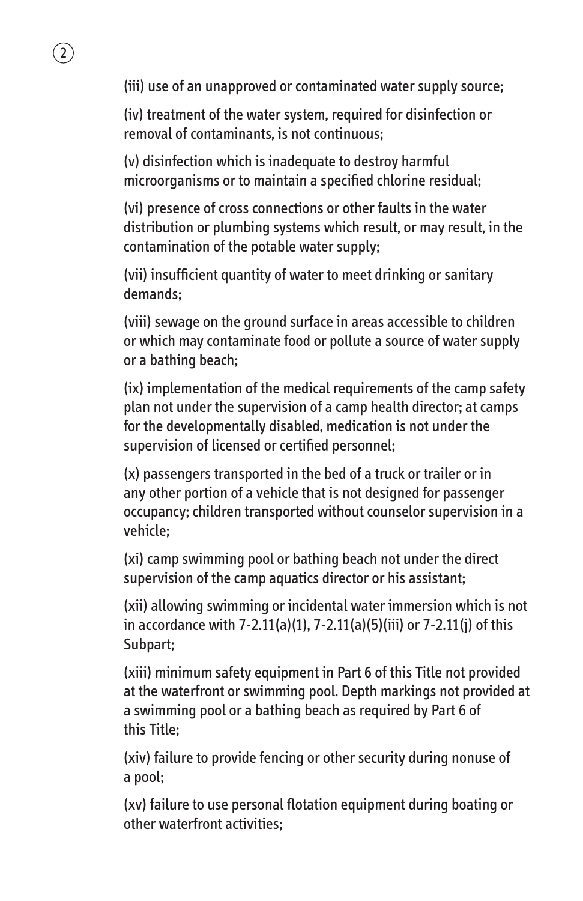(iii) use of an unapproved or contaminated water supply source;

(iv) treatment of the water system, required for disinfection or removal of contaminants, is not continuous;

(v) disinfection which is inadequate to destroy harmful microorganisms or to maintain a specified chlorine residual;

(vi) presence of cross connections or other faults in the water distribution or plumbing systems which result, or may result, in the contamination of the potable water supply;

(vii) insufficient quantity of water to meet drinking or sanitary demands;

(viii) sewage on the ground surface in areas accessible to children or which may contaminate food or pollute a source of water supply or a bathing beach;

(ix) implementation of the medical requirements of the camp safety plan not under the supervision of a camp health director; at camps for the developmentally disabled, medication is not under the supervision of licensed or certified personnel;

(x) passengers transported in the bed of a truck or trailer or in any other portion of a vehicle that is not designed for passenger occupancy; children transported without counselor supervision in a vehicle;

(xi) camp swimming pool or bathing beach not under the direct supervision of the camp aquatics director or his assistant;

(xii) allowing swimming or incidental water immersion which is not in accordance with 7-2.11(a)(1), 7-2.11(a)(5)(iii) or 7-2.11(j) of this Subpart;

(xiii) minimum safety equipment in Part 6 of this Title not provided at the waterfront or swimming pool. Depth markings not provided at a swimming pool or a bathing beach as required by Part 6 of this Title;

(xiv) failure to provide fencing or other security during nonuse of a pool;

(xv) failure to use personal flotation equipment during boating or other waterfront activities;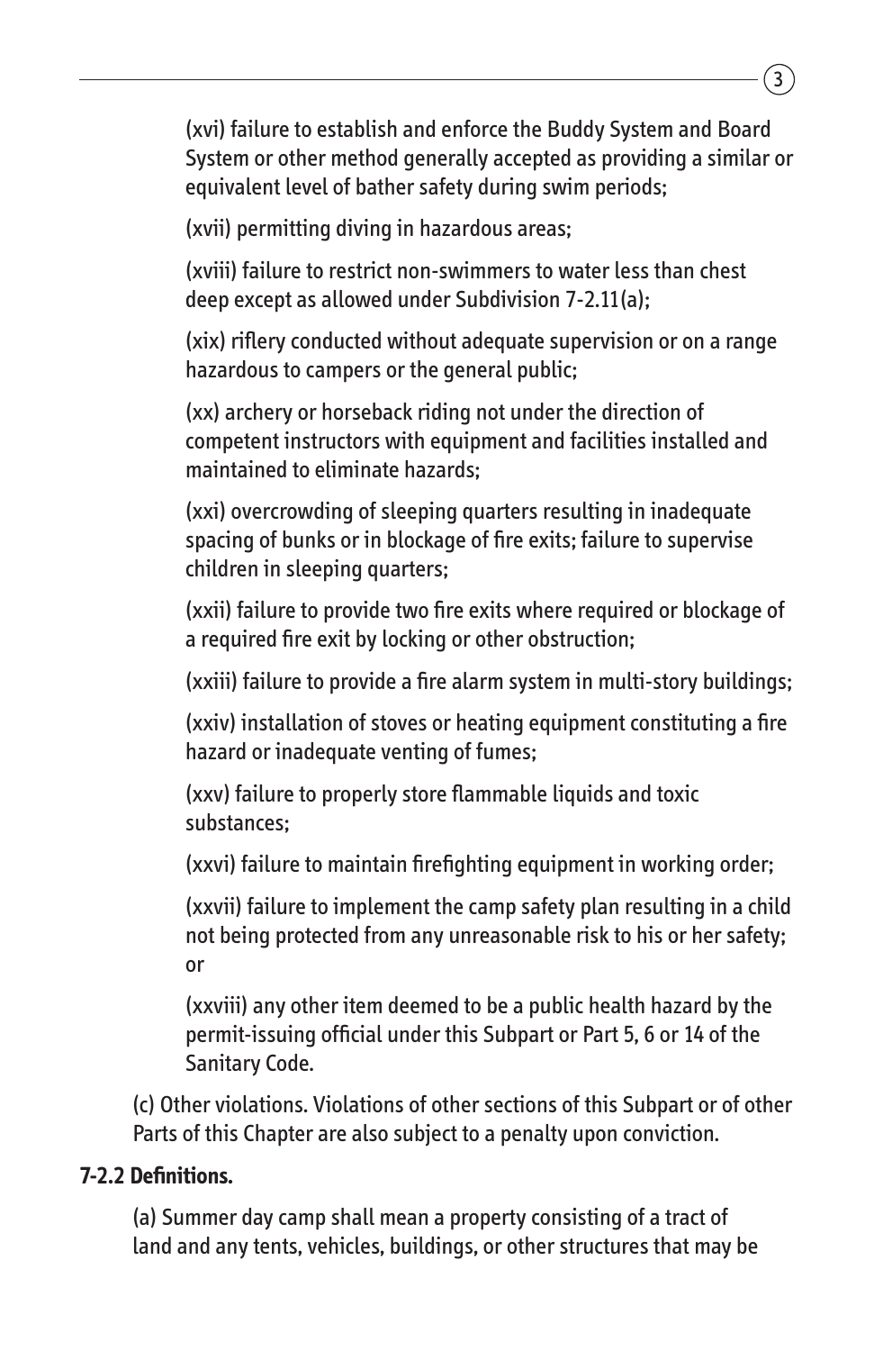(xvi) failure to establish and enforce the Buddy System and Board System or other method generally accepted as providing a similar or equivalent level of bather safety during swim periods;

(xvii) permitting diving in hazardous areas;

(xviii) failure to restrict non-swimmers to water less than chest deep except as allowed under Subdivision 7-2.11(a);

(xix) riflery conducted without adequate supervision or on a range hazardous to campers or the general public;

(xx) archery or horseback riding not under the direction of competent instructors with equipment and facilities installed and maintained to eliminate hazards;

(xxi) overcrowding of sleeping quarters resulting in inadequate spacing of bunks or in blockage of fire exits; failure to supervise children in sleeping quarters;

(xxii) failure to provide two fire exits where required or blockage of a required fire exit by locking or other obstruction;

(xxiii) failure to provide a fire alarm system in multi-story buildings;

(xxiv) installation of stoves or heating equipment constituting a fire hazard or inadequate venting of fumes;

(xxv) failure to properly store flammable liquids and toxic substances;

(xxvi) failure to maintain firefighting equipment in working order;

(xxvii) failure to implement the camp safety plan resulting in a child not being protected from any unreasonable risk to his or her safety; or

(xxviii) any other item deemed to be a public health hazard by the permit-issuing official under this Subpart or Part 5, 6 or 14 of the Sanitary Code.

(c) Other violations. Violations of other sections of this Subpart or of other Parts of this Chapter are also subject to a penalty upon conviction.

**7-2.2 Definitions.**

(a) Summer day camp shall mean a property consisting of a tract of land and any tents, vehicles, buildings, or other structures that may be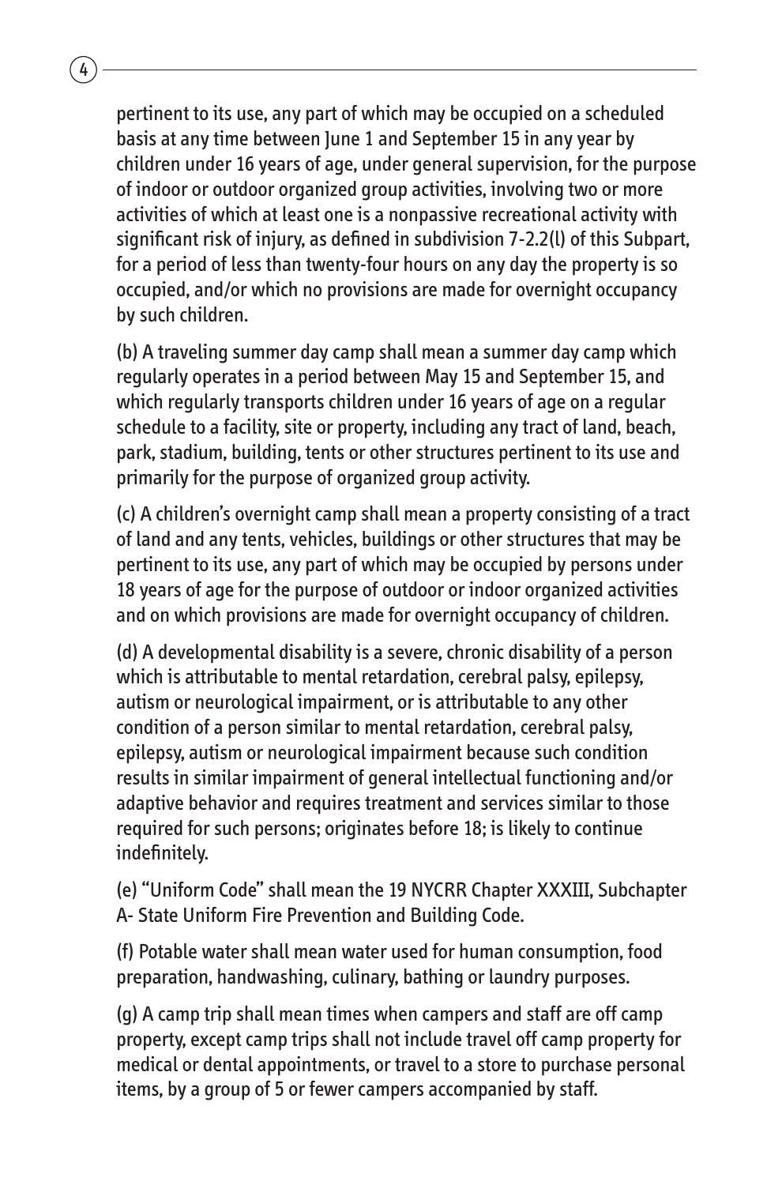pertinent to its use, any part of which may be occupied on a scheduled basis at any time between June 1 and September 15 in any year by children under 16 years of age, under general supervision, for the purpose of indoor or outdoor organized group activities, involving two or more activities of which at least one is a nonpassive recreational activity with significant risk of injury, as defined in subdivision 7-2.2(l) of this Subpart, for a period of less than twenty-four hours on any day the property is so occupied, and/or which no provisions are made for overnight occupancy by such children.

(b) A traveling summer day camp shall mean a summer day camp which regularly operates in a period between May 15 and September 15, and which regularly transports children under 16 years of age on a regular schedule to a facility, site or property, including any tract of land, beach, park, stadium, building, tents or other structures pertinent to its use and primarily for the purpose of organized group activity.

(c) A children's overnight camp shall mean a property consisting of a tract of land and any tents, vehicles, buildings or other structures that may be pertinent to its use, any part of which may be occupied by persons under 18 years of age for the purpose of outdoor or indoor organized activities and on which provisions are made for overnight occupancy of children.

(d) A developmental disability is a severe, chronic disability of a person which is attributable to mental retardation, cerebral palsy, epilepsy, autism or neurological impairment, or is attributable to any other condition of a person similar to mental retardation, cerebral palsy, epilepsy, autism or neurological impairment because such condition results in similar impairment of general intellectual functioning and/or adaptive behavior and requires treatment and services similar to those required for such persons; originates before 18; is likely to continue indefinitely.

(e) "Uniform Code" shall mean the 19 NYCRR Chapter XXXIII, Subchapter A- State Uniform Fire Prevention and Building Code.

(f) Potable water shall mean water used for human consumption, food preparation, handwashing, culinary, bathing or laundry purposes.

(g) A camp trip shall mean times when campers and staff are off camp property, except camp trips shall not include travel off camp property for medical or dental appointments, or travel to a store to purchase personal items, by a group of 5 or fewer campers accompanied by staff.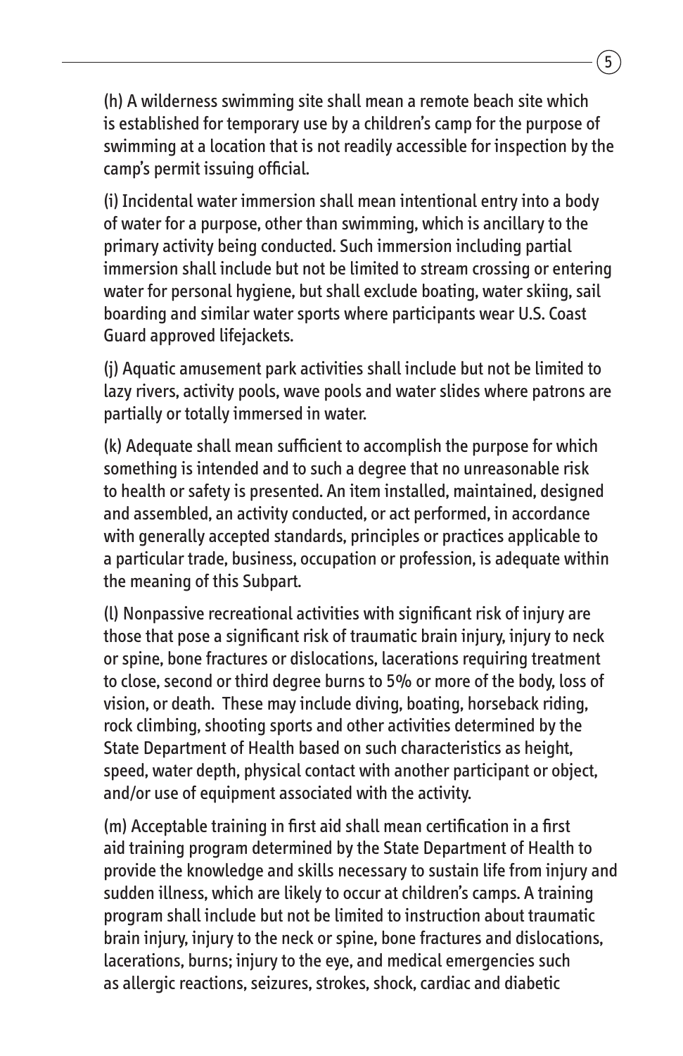(h) A wilderness swimming site shall mean a remote beach site which is established for temporary use by a children's camp for the purpose of swimming at a location that is not readily accessible for inspection by the camp's permit issuing official.

(i) Incidental water immersion shall mean intentional entry into a body of water for a purpose, other than swimming, which is ancillary to the primary activity being conducted. Such immersion including partial immersion shall include but not be limited to stream crossing or entering water for personal hygiene, but shall exclude boating, water skiing, sail boarding and similar water sports where participants wear U.S. Coast Guard approved lifejackets.

(j) Aquatic amusement park activities shall include but not be limited to lazy rivers, activity pools, wave pools and water slides where patrons are partially or totally immersed in water.

(k) Adequate shall mean sufficient to accomplish the purpose for which something is intended and to such a degree that no unreasonable risk to health or safety is presented. An item installed, maintained, designed and assembled, an activity conducted, or act performed, in accordance with generally accepted standards, principles or practices applicable to a particular trade, business, occupation or profession, is adequate within the meaning of this Subpart.

(l) Nonpassive recreational activities with significant risk of injury are those that pose a significant risk of traumatic brain injury, injury to neck or spine, bone fractures or dislocations, lacerations requiring treatment to close, second or third degree burns to 5% or more of the body, loss of vision, or death. These may include diving, boating, horseback riding, rock climbing, shooting sports and other activities determined by the State Department of Health based on such characteristics as height, speed, water depth, physical contact with another participant or object, and/or use of equipment associated with the activity.

(m) Acceptable training in first aid shall mean certification in a first aid training program determined by the State Department of Health to provide the knowledge and skills necessary to sustain life from injury and sudden illness, which are likely to occur at children's camps. A training program shall include but not be limited to instruction about traumatic brain injury, injury to the neck or spine, bone fractures and dislocations, lacerations, burns; injury to the eye, and medical emergencies such as allergic reactions, seizures, strokes, shock, cardiac and diabetic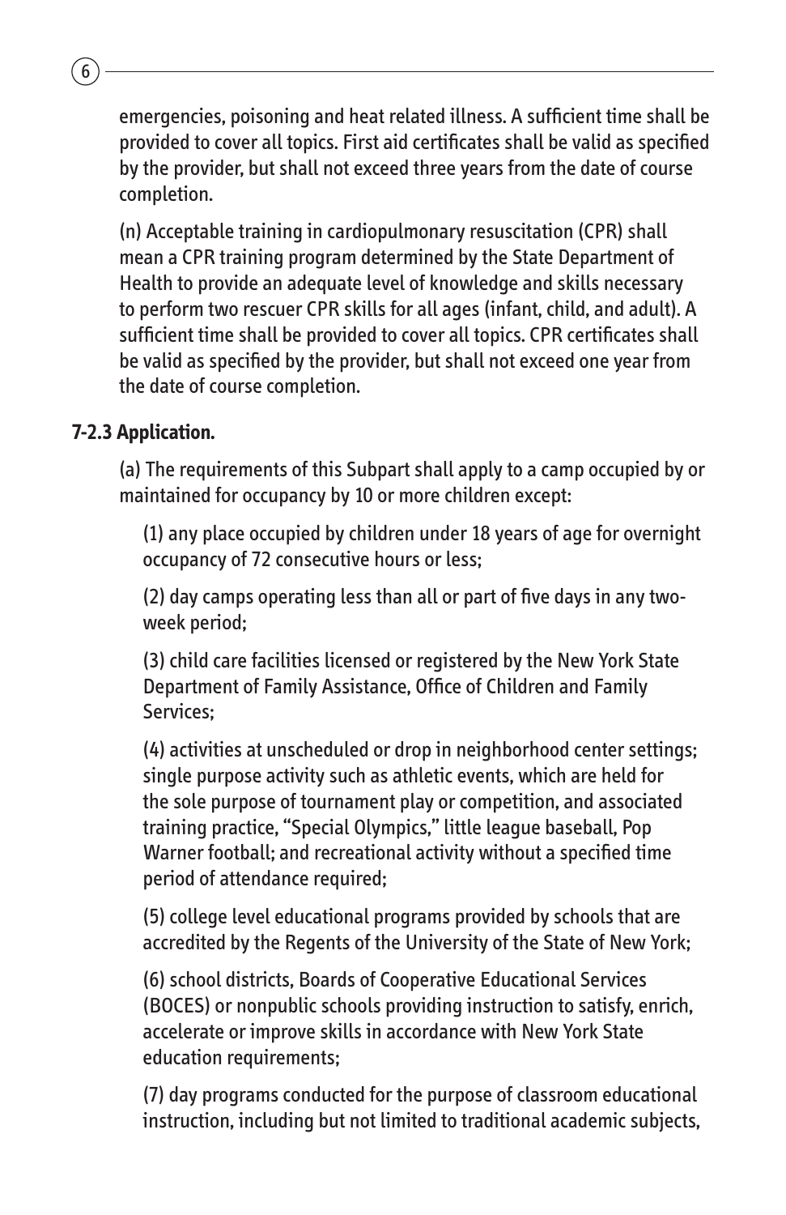emergencies, poisoning and heat related illness. A sufficient time shall be provided to cover all topics. First aid certificates shall be valid as specified by the provider, but shall not exceed three years from the date of course completion.

(n) Acceptable training in cardiopulmonary resuscitation (CPR) shall mean a CPR training program determined by the State Department of Health to provide an adequate level of knowledge and skills necessary to perform two rescuer CPR skills for all ages (infant, child, and adult). A sufficient time shall be provided to cover all topics. CPR certificates shall be valid as specified by the provider, but shall not exceed one year from the date of course completion.

**7-2.3 Application.**

(a) The requirements of this Subpart shall apply to a camp occupied by or maintained for occupancy by 10 or more children except:

(1) any place occupied by children under 18 years of age for overnight occupancy of 72 consecutive hours or less;

(2) day camps operating less than all or part of five days in any two-week period;

(3) child care facilities licensed or registered by the New York State Department of Family Assistance, Office of Children and Family Services;

(4) activities at unscheduled or drop in neighborhood center settings; single purpose activity such as athletic events, which are held for the sole purpose of tournament play or competition, and associated training practice, "Special Olympics," little league baseball, Pop Warner football; and recreational activity without a specified time period of attendance required;

(5) college level educational programs provided by schools that are accredited by the Regents of the University of the State of New York;

(6) school districts, Boards of Cooperative Educational Services (BOCES) or nonpublic schools providing instruction to satisfy, enrich, accelerate or improve skills in accordance with New York State education requirements;

(7) day programs conducted for the purpose of classroom educational instruction, including but not limited to traditional academic subjects,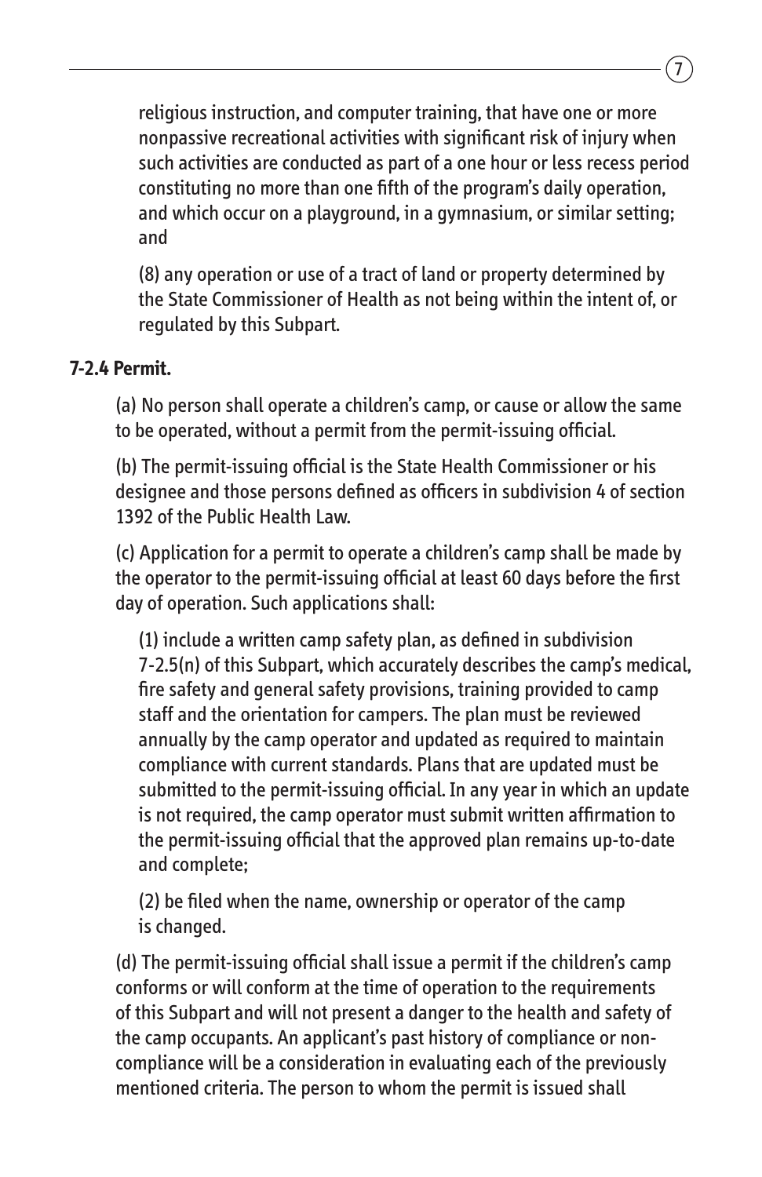religious instruction, and computer training, that have one or more nonpassive recreational activities with significant risk of injury when such activities are conducted as part of a one hour or less recess period constituting no more than one fifth of the program's daily operation, and which occur on a playground, in a gymnasium, or similar setting; and

(8) any operation or use of a tract of land or property determined by the State Commissioner of Health as not being within the intent of, or regulated by this Subpart.

**7-2.4 Permit.**

(a) No person shall operate a children's camp, or cause or allow the same to be operated, without a permit from the permit-issuing official.

(b) The permit-issuing official is the State Health Commissioner or his designee and those persons defined as officers in subdivision 4 of section 1392 of the Public Health Law.

(c) Application for a permit to operate a children's camp shall be made by the operator to the permit-issuing official at least 60 days before the first day of operation. Such applications shall:

(1) include a written camp safety plan, as defined in subdivision 7-2.5(n) of this Subpart, which accurately describes the camp's medical, fire safety and general safety provisions, training provided to camp staff and the orientation for campers. The plan must be reviewed annually by the camp operator and updated as required to maintain compliance with current standards. Plans that are updated must be submitted to the permit-issuing official. In any year in which an update is not required, the camp operator must submit written affirmation to the permit-issuing official that the approved plan remains up-to-date and complete;

(2) be filed when the name, ownership or operator of the camp is changed.

(d) The permit-issuing official shall issue a permit if the children's camp conforms or will conform at the time of operation to the requirements of this Subpart and will not present a danger to the health and safety of the camp occupants. An applicant's past history of compliance or non-compliance will be a consideration in evaluating each of the previously mentioned criteria. The person to whom the permit is issued shall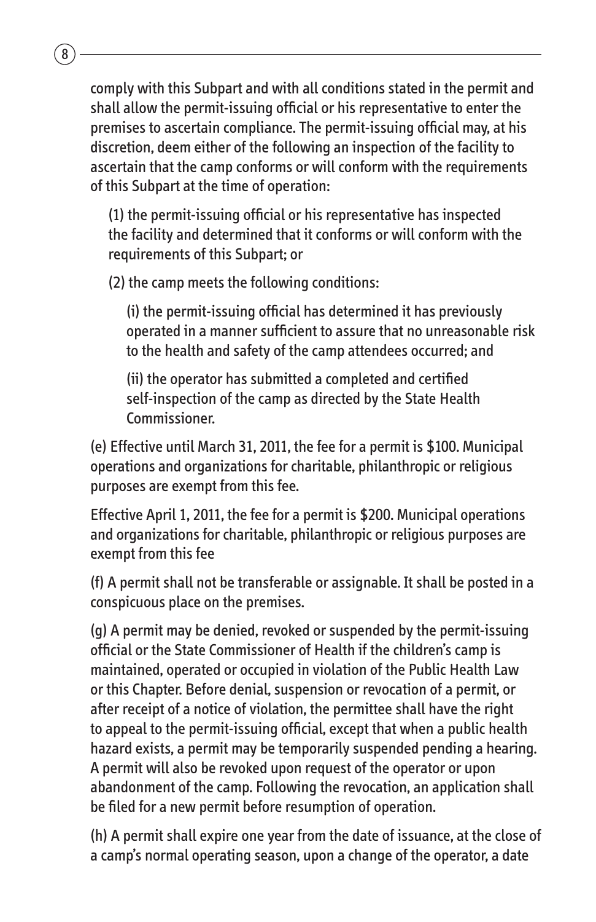comply with this Subpart and with all conditions stated in the permit and shall allow the permit-issuing official or his representative to enter the premises to ascertain compliance. The permit-issuing official may, at his discretion, deem either of the following an inspection of the facility to ascertain that the camp conforms or will conform with the requirements of this Subpart at the time of operation:

(1) the permit-issuing official or his representative has inspected the facility and determined that it conforms or will conform with the requirements of this Subpart; or

(2) the camp meets the following conditions:

(i) the permit-issuing official has determined it has previously operated in a manner sufficient to assure that no unreasonable risk to the health and safety of the camp attendees occurred; and

(ii) the operator has submitted a completed and certified self-inspection of the camp as directed by the State Health Commissioner.

(e) Effective until March 31, 2011, the fee for a permit is $100. Municipal operations and organizations for charitable, philanthropic or religious purposes are exempt from this fee.

Effective April 1, 2011, the fee for a permit is $200. Municipal operations and organizations for charitable, philanthropic or religious purposes are exempt from this fee

(f) A permit shall not be transferable or assignable. It shall be posted in a conspicuous place on the premises.

(g) A permit may be denied, revoked or suspended by the permit-issuing official or the State Commissioner of Health if the children's camp is maintained, operated or occupied in violation of the Public Health Law or this Chapter. Before denial, suspension or revocation of a permit, or after receipt of a notice of violation, the permittee shall have the right to appeal to the permit-issuing official, except that when a public health hazard exists, a permit may be temporarily suspended pending a hearing. A permit will also be revoked upon request of the operator or upon abandonment of the camp. Following the revocation, an application shall be filed for a new permit before resumption of operation.

(h) A permit shall expire one year from the date of issuance, at the close of a camp's normal operating season, upon a change of the operator, a date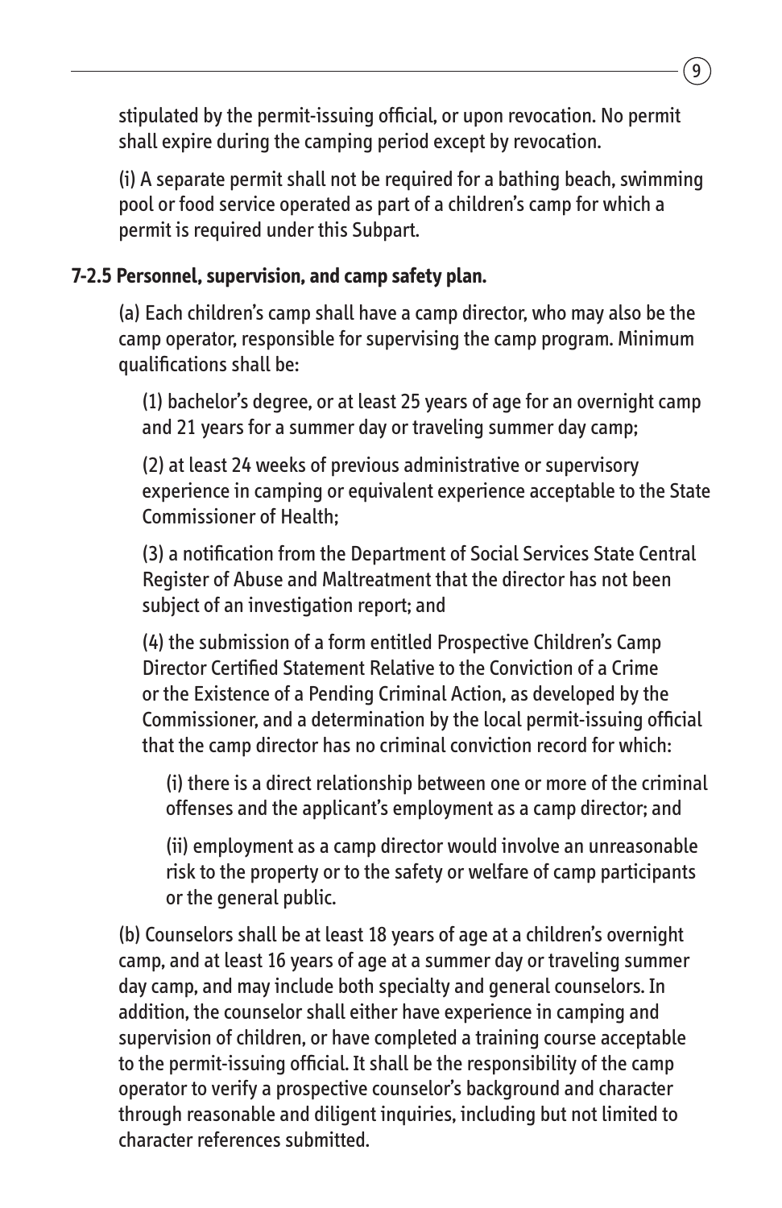stipulated by the permit-issuing official, or upon revocation. No permit shall expire during the camping period except by revocation.

(i) A separate permit shall not be required for a bathing beach, swimming pool or food service operated as part of a children's camp for which a permit is required under this Subpart.

**7-2.5 Personnel, supervision, and camp safety plan.**

(a) Each children's camp shall have a camp director, who may also be the camp operator, responsible for supervising the camp program. Minimum qualifications shall be:

(1) bachelor's degree, or at least 25 years of age for an overnight camp and 21 years for a summer day or traveling summer day camp;

(2) at least 24 weeks of previous administrative or supervisory experience in camping or equivalent experience acceptable to the State Commissioner of Health;

(3) a notification from the Department of Social Services State Central Register of Abuse and Maltreatment that the director has not been subject of an investigation report; and

(4) the submission of a form entitled Prospective Children's Camp Director Certified Statement Relative to the Conviction of a Crime or the Existence of a Pending Criminal Action, as developed by the Commissioner, and a determination by the local permit-issuing official that the camp director has no criminal conviction record for which:

(i) there is a direct relationship between one or more of the criminal offenses and the applicant's employment as a camp director; and

(ii) employment as a camp director would involve an unreasonable risk to the property or to the safety or welfare of camp participants or the general public.

(b) Counselors shall be at least 18 years of age at a children's overnight camp, and at least 16 years of age at a summer day or traveling summer day camp, and may include both specialty and general counselors. In addition, the counselor shall either have experience in camping and supervision of children, or have completed a training course acceptable to the permit-issuing official. It shall be the responsibility of the camp operator to verify a prospective counselor's background and character through reasonable and diligent inquiries, including but not limited to character references submitted.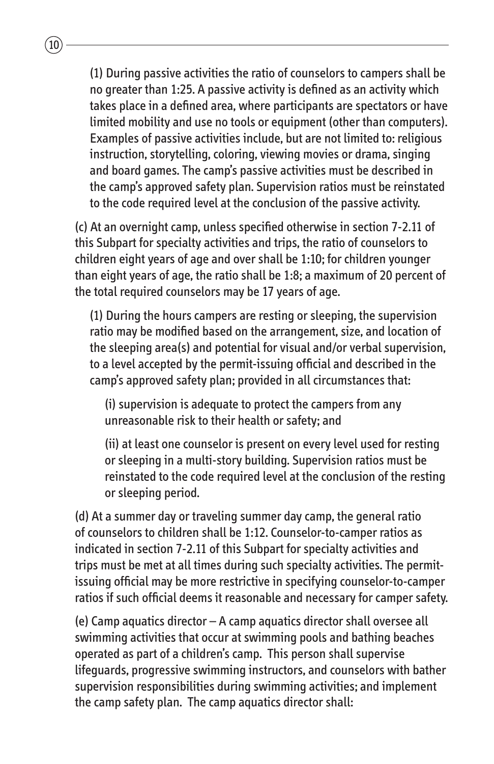(1) During passive activities the ratio of counselors to campers shall be no greater than 1:25. A passive activity is defined as an activity which takes place in a defined area, where participants are spectators or have limited mobility and use no tools or equipment (other than computers). Examples of passive activities include, but are not limited to: religious instruction, storytelling, coloring, viewing movies or drama, singing and board games. The camp's passive activities must be described in the camp's approved safety plan. Supervision ratios must be reinstated to the code required level at the conclusion of the passive activity.

(c) At an overnight camp, unless specified otherwise in section 7-2.11 of this Subpart for specialty activities and trips, the ratio of counselors to children eight years of age and over shall be 1:10; for children younger than eight years of age, the ratio shall be 1:8; a maximum of 20 percent of the total required counselors may be 17 years of age.

(1) During the hours campers are resting or sleeping, the supervision ratio may be modified based on the arrangement, size, and location of the sleeping area(s) and potential for visual and/or verbal supervision, to a level accepted by the permit-issuing official and described in the camp's approved safety plan; provided in all circumstances that:

(i) supervision is adequate to protect the campers from any unreasonable risk to their health or safety; and

(ii) at least one counselor is present on every level used for resting or sleeping in a multi-story building. Supervision ratios must be reinstated to the code required level at the conclusion of the resting or sleeping period.

(d) At a summer day or traveling summer day camp, the general ratio of counselors to children shall be 1:12. Counselor-to-camper ratios as indicated in section 7-2.11 of this Subpart for specialty activities and trips must be met at all times during such specialty activities. The permit-issuing official may be more restrictive in specifying counselor-to-camper ratios if such official deems it reasonable and necessary for camper safety.

(e) Camp aquatics director – A camp aquatics director shall oversee all swimming activities that occur at swimming pools and bathing beaches operated as part of a children's camp. This person shall supervise lifeguards, progressive swimming instructors, and counselors with bather supervision responsibilities during swimming activities; and implement the camp safety plan. The camp aquatics director shall: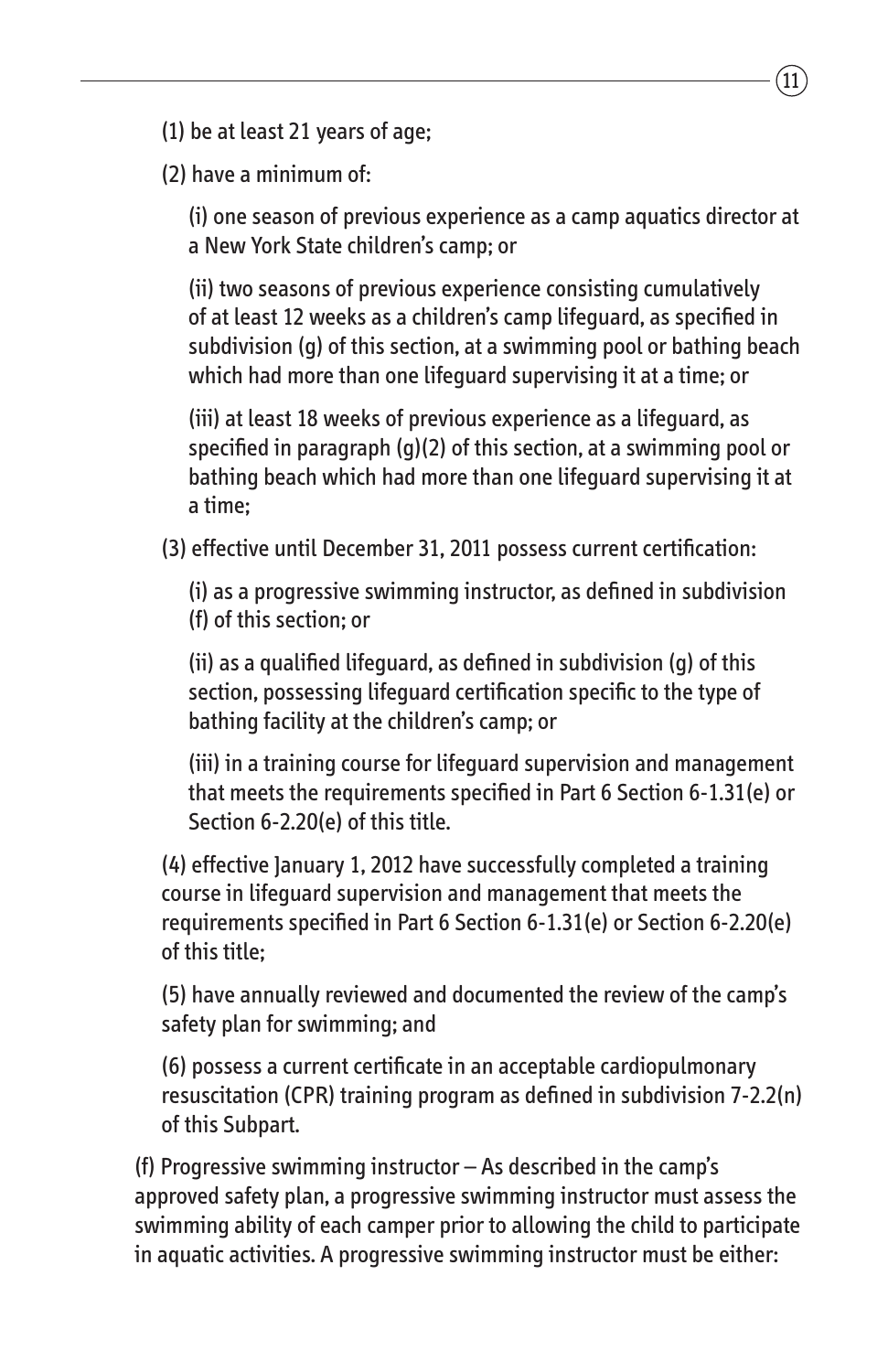(1) be at least 21 years of age;

(2) have a minimum of:

(i) one season of previous experience as a camp aquatics director at a New York State children's camp; or

(ii) two seasons of previous experience consisting cumulatively of at least 12 weeks as a children's camp lifeguard, as specified in subdivision (g) of this section, at a swimming pool or bathing beach which had more than one lifeguard supervising it at a time; or

(iii) at least 18 weeks of previous experience as a lifeguard, as specified in paragraph (g)(2) of this section, at a swimming pool or bathing beach which had more than one lifeguard supervising it at a time;

(3) effective until December 31, 2011 possess current certification:

(i) as a progressive swimming instructor, as defined in subdivision (f) of this section; or

(ii) as a qualified lifeguard, as defined in subdivision (g) of this section, possessing lifeguard certification specific to the type of bathing facility at the children's camp; or

(iii) in a training course for lifeguard supervision and management that meets the requirements specified in Part 6 Section 6-1.31(e) or Section 6-2.20(e) of this title.

(4) effective January 1, 2012 have successfully completed a training course in lifeguard supervision and management that meets the requirements specified in Part 6 Section 6-1.31(e) or Section 6-2.20(e) of this title;

(5) have annually reviewed and documented the review of the camp's safety plan for swimming; and

(6) possess a current certificate in an acceptable cardiopulmonary resuscitation (CPR) training program as defined in subdivision 7-2.2(n) of this Subpart.

(f) Progressive swimming instructor – As described in the camp's approved safety plan, a progressive swimming instructor must assess the swimming ability of each camper prior to allowing the child to participate in aquatic activities. A progressive swimming instructor must be either: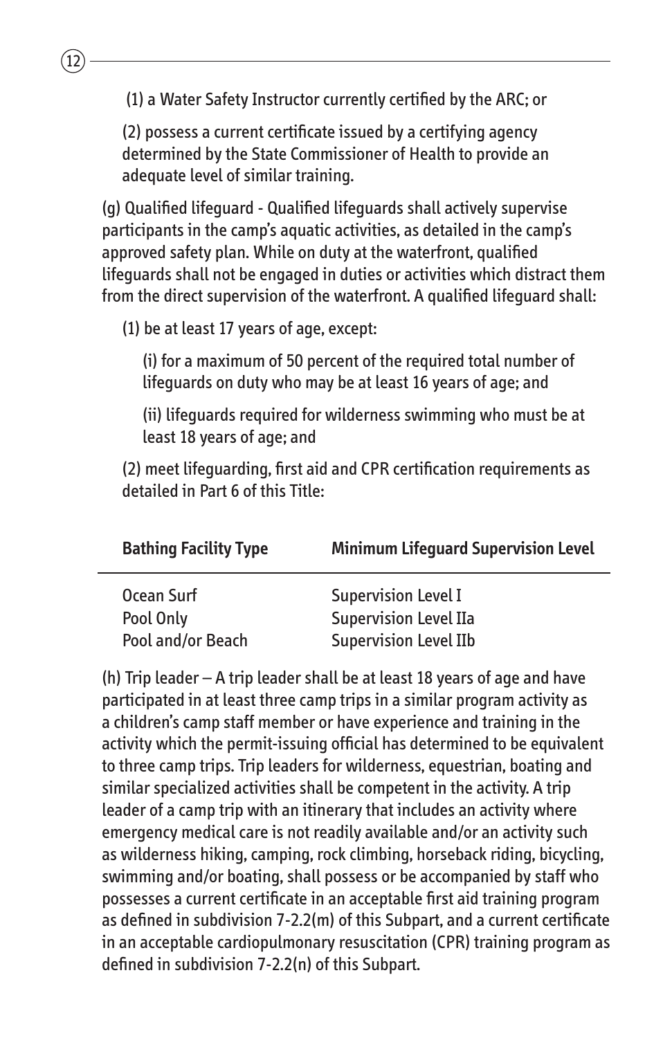(1) a Water Safety Instructor currently certified by the ARC; or

(2) possess a current certificate issued by a certifying agency determined by the State Commissioner of Health to provide an adequate level of similar training.

(g) Qualified lifeguard - Qualified lifeguards shall actively supervise participants in the camp's aquatic activities, as detailed in the camp's approved safety plan. While on duty at the waterfront, qualified lifeguards shall not be engaged in duties or activities which distract them from the direct supervision of the waterfront. A qualified lifeguard shall:

(1) be at least 17 years of age, except:

(i) for a maximum of 50 percent of the required total number of lifeguards on duty who may be at least 16 years of age; and

(ii) lifeguards required for wilderness swimming who must be at least 18 years of age; and

(2) meet lifeguarding, first aid and CPR certification requirements as detailed in Part 6 of this Title:

| Bathing Facility Type | Minimum Lifeguard Supervision Level |
|---|---|
| Ocean Surf | Supervision Level I |
| Pool Only | Supervision Level IIa |
| Pool and/or Beach | Supervision Level IIb |

(h) Trip leader – A trip leader shall be at least 18 years of age and have participated in at least three camp trips in a similar program activity as a children's camp staff member or have experience and training in the activity which the permit-issuing official has determined to be equivalent to three camp trips. Trip leaders for wilderness, equestrian, boating and similar specialized activities shall be competent in the activity. A trip leader of a camp trip with an itinerary that includes an activity where emergency medical care is not readily available and/or an activity such as wilderness hiking, camping, rock climbing, horseback riding, bicycling, swimming and/or boating, shall possess or be accompanied by staff who possesses a current certificate in an acceptable first aid training program as defined in subdivision 7-2.2(m) of this Subpart, and a current certificate in an acceptable cardiopulmonary resuscitation (CPR) training program as defined in subdivision 7-2.2(n) of this Subpart.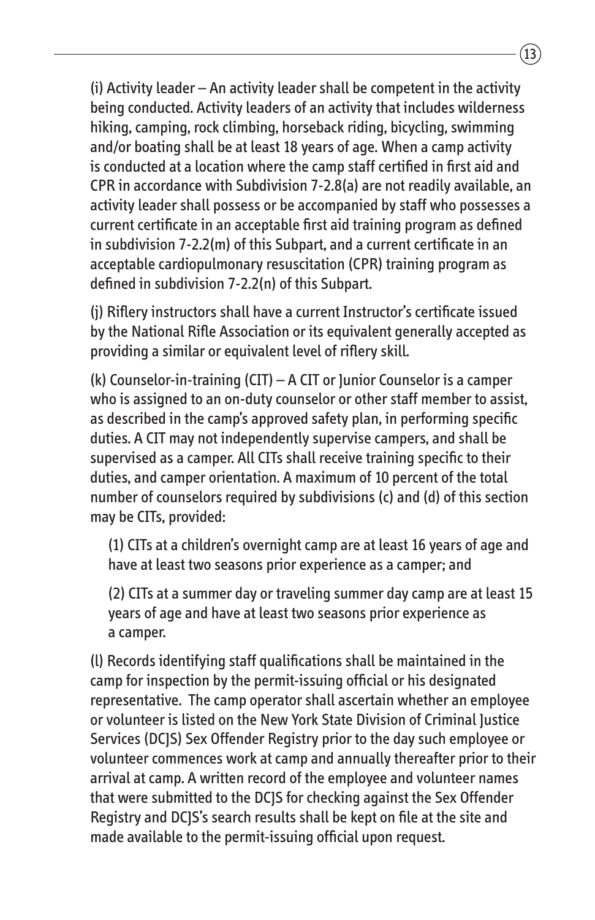(i) Activity leader – An activity leader shall be competent in the activity being conducted. Activity leaders of an activity that includes wilderness hiking, camping, rock climbing, horseback riding, bicycling, swimming and/or boating shall be at least 18 years of age. When a camp activity is conducted at a location where the camp staff certified in first aid and CPR in accordance with Subdivision 7-2.8(a) are not readily available, an activity leader shall possess or be accompanied by staff who possesses a current certificate in an acceptable first aid training program as defined in subdivision 7-2.2(m) of this Subpart, and a current certificate in an acceptable cardiopulmonary resuscitation (CPR) training program as defined in subdivision 7-2.2(n) of this Subpart.

(j) Riflery instructors shall have a current Instructor's certificate issued by the National Rifle Association or its equivalent generally accepted as providing a similar or equivalent level of riflery skill.

(k) Counselor-in-training (CIT) – A CIT or Junior Counselor is a camper who is assigned to an on-duty counselor or other staff member to assist, as described in the camp's approved safety plan, in performing specific duties. A CIT may not independently supervise campers, and shall be supervised as a camper. All CITs shall receive training specific to their duties, and camper orientation. A maximum of 10 percent of the total number of counselors required by subdivisions (c) and (d) of this section may be CITs, provided:

(1) CITs at a children's overnight camp are at least 16 years of age and have at least two seasons prior experience as a camper; and

(2) CITs at a summer day or traveling summer day camp are at least 15 years of age and have at least two seasons prior experience as a camper.

(l) Records identifying staff qualifications shall be maintained in the camp for inspection by the permit-issuing official or his designated representative. The camp operator shall ascertain whether an employee or volunteer is listed on the New York State Division of Criminal Justice Services (DCJS) Sex Offender Registry prior to the day such employee or volunteer commences work at camp and annually thereafter prior to their arrival at camp. A written record of the employee and volunteer names that were submitted to the DCJS for checking against the Sex Offender Registry and DCJS's search results shall be kept on file at the site and made available to the permit-issuing official upon request.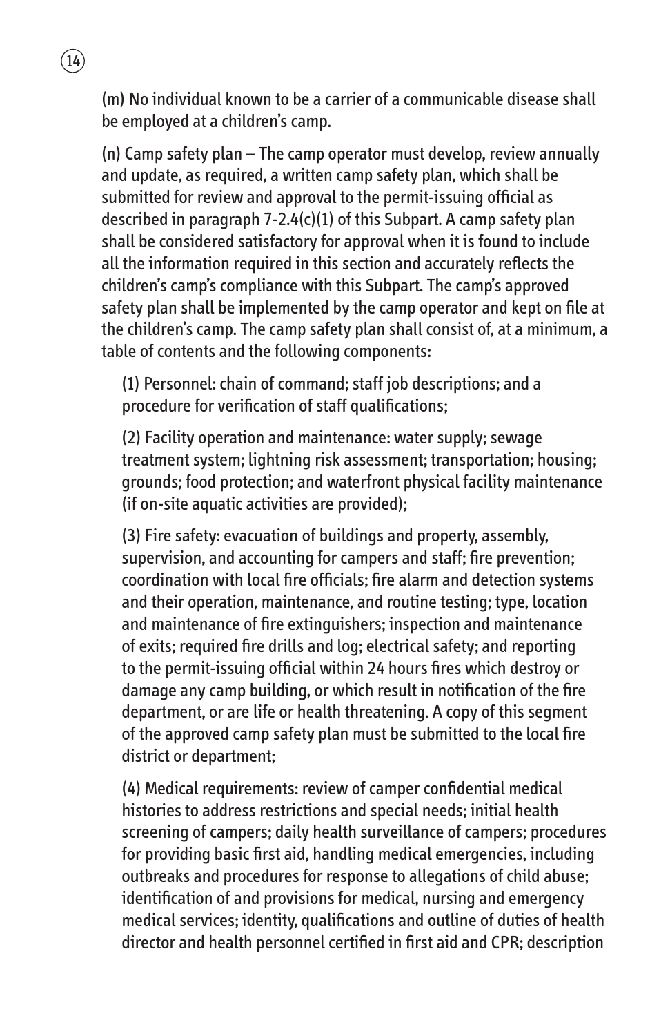(m) No individual known to be a carrier of a communicable disease shall be employed at a children's camp.

(n) Camp safety plan – The camp operator must develop, review annually and update, as required, a written camp safety plan, which shall be submitted for review and approval to the permit-issuing official as described in paragraph 7-2.4(c)(1) of this Subpart. A camp safety plan shall be considered satisfactory for approval when it is found to include all the information required in this section and accurately reflects the children's camp's compliance with this Subpart. The camp's approved safety plan shall be implemented by the camp operator and kept on file at the children's camp. The camp safety plan shall consist of, at a minimum, a table of contents and the following components:

(1) Personnel: chain of command; staff job descriptions; and a procedure for verification of staff qualifications;

(2) Facility operation and maintenance: water supply; sewage treatment system; lightning risk assessment; transportation; housing; grounds; food protection; and waterfront physical facility maintenance (if on-site aquatic activities are provided);

(3) Fire safety: evacuation of buildings and property, assembly, supervision, and accounting for campers and staff; fire prevention; coordination with local fire officials; fire alarm and detection systems and their operation, maintenance, and routine testing; type, location and maintenance of fire extinguishers; inspection and maintenance of exits; required fire drills and log; electrical safety; and reporting to the permit-issuing official within 24 hours fires which destroy or damage any camp building, or which result in notification of the fire department, or are life or health threatening. A copy of this segment of the approved camp safety plan must be submitted to the local fire district or department;

(4) Medical requirements: review of camper confidential medical histories to address restrictions and special needs; initial health screening of campers; daily health surveillance of campers; procedures for providing basic first aid, handling medical emergencies, including outbreaks and procedures for response to allegations of child abuse; identification of and provisions for medical, nursing and emergency medical services; identity, qualifications and outline of duties of health director and health personnel certified in first aid and CPR; description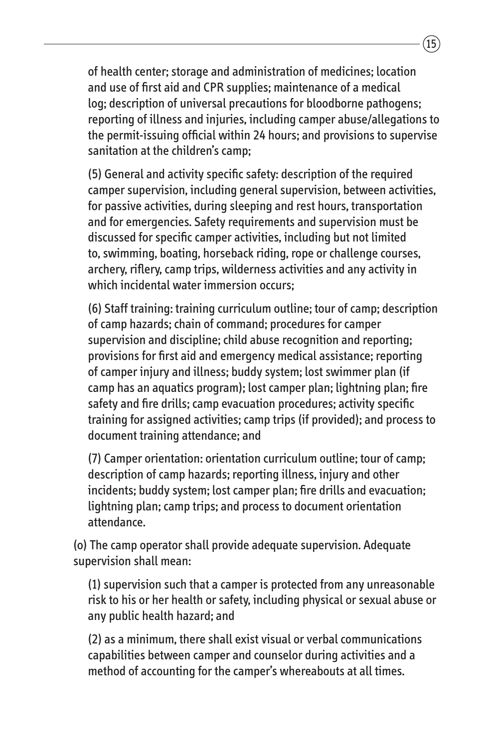of health center; storage and administration of medicines; location and use of first aid and CPR supplies; maintenance of a medical log; description of universal precautions for bloodborne pathogens; reporting of illness and injuries, including camper abuse/allegations to the permit-issuing official within 24 hours; and provisions to supervise sanitation at the children's camp;

(5) General and activity specific safety: description of the required camper supervision, including general supervision, between activities, for passive activities, during sleeping and rest hours, transportation and for emergencies. Safety requirements and supervision must be discussed for specific camper activities, including but not limited to, swimming, boating, horseback riding, rope or challenge courses, archery, riflery, camp trips, wilderness activities and any activity in which incidental water immersion occurs;

(6) Staff training: training curriculum outline; tour of camp; description of camp hazards; chain of command; procedures for camper supervision and discipline; child abuse recognition and reporting; provisions for first aid and emergency medical assistance; reporting of camper injury and illness; buddy system; lost swimmer plan (if camp has an aquatics program); lost camper plan; lightning plan; fire safety and fire drills; camp evacuation procedures; activity specific training for assigned activities; camp trips (if provided); and process to document training attendance; and

(7) Camper orientation: orientation curriculum outline; tour of camp; description of camp hazards; reporting illness, injury and other incidents; buddy system; lost camper plan; fire drills and evacuation; lightning plan; camp trips; and process to document orientation attendance.

(o) The camp operator shall provide adequate supervision. Adequate supervision shall mean:

(1) supervision such that a camper is protected from any unreasonable risk to his or her health or safety, including physical or sexual abuse or any public health hazard; and

(2) as a minimum, there shall exist visual or verbal communications capabilities between camper and counselor during activities and a method of accounting for the camper's whereabouts at all times.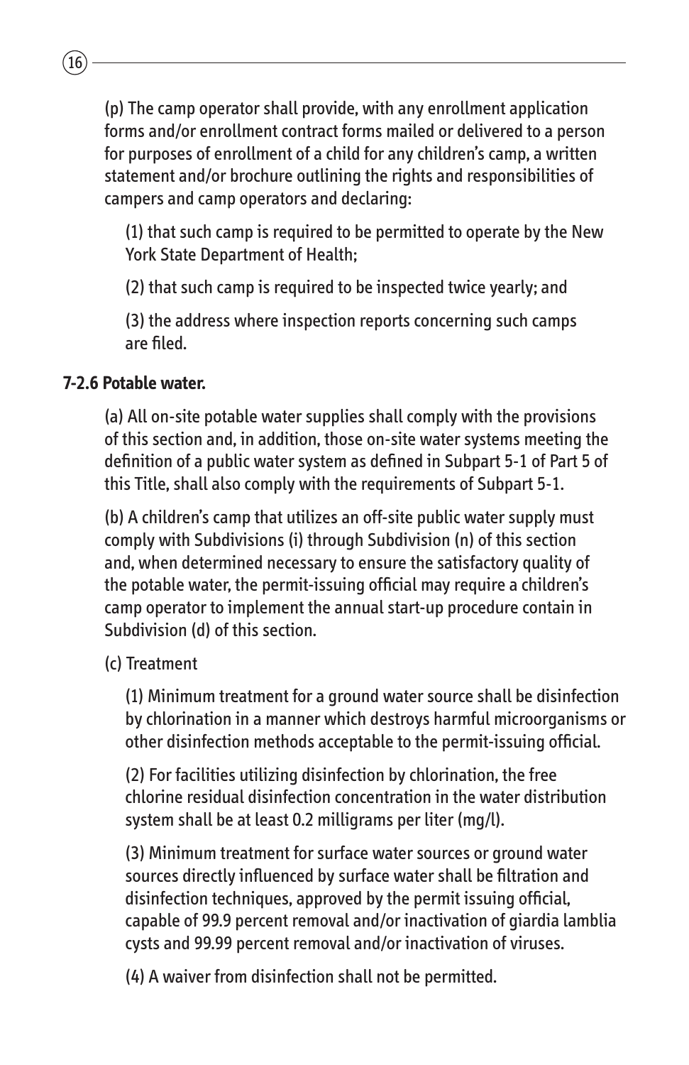(p) The camp operator shall provide, with any enrollment application forms and/or enrollment contract forms mailed or delivered to a person for purposes of enrollment of a child for any children's camp, a written statement and/or brochure outlining the rights and responsibilities of campers and camp operators and declaring:

(1) that such camp is required to be permitted to operate by the New York State Department of Health;

(2) that such camp is required to be inspected twice yearly; and

(3) the address where inspection reports concerning such camps are filed.

**7-2.6 Potable water.**

(a) All on-site potable water supplies shall comply with the provisions of this section and, in addition, those on-site water systems meeting the definition of a public water system as defined in Subpart 5-1 of Part 5 of this Title, shall also comply with the requirements of Subpart 5-1.

(b) A children's camp that utilizes an off-site public water supply must comply with Subdivisions (i) through Subdivision (n) of this section and, when determined necessary to ensure the satisfactory quality of the potable water, the permit-issuing official may require a children's camp operator to implement the annual start-up procedure contain in Subdivision (d) of this section.

(c) Treatment

(1) Minimum treatment for a ground water source shall be disinfection by chlorination in a manner which destroys harmful microorganisms or other disinfection methods acceptable to the permit-issuing official.

(2) For facilities utilizing disinfection by chlorination, the free chlorine residual disinfection concentration in the water distribution system shall be at least 0.2 milligrams per liter (mg/l).

(3) Minimum treatment for surface water sources or ground water sources directly influenced by surface water shall be filtration and disinfection techniques, approved by the permit issuing official, capable of 99.9 percent removal and/or inactivation of giardia lamblia cysts and 99.99 percent removal and/or inactivation of viruses.

(4) A waiver from disinfection shall not be permitted.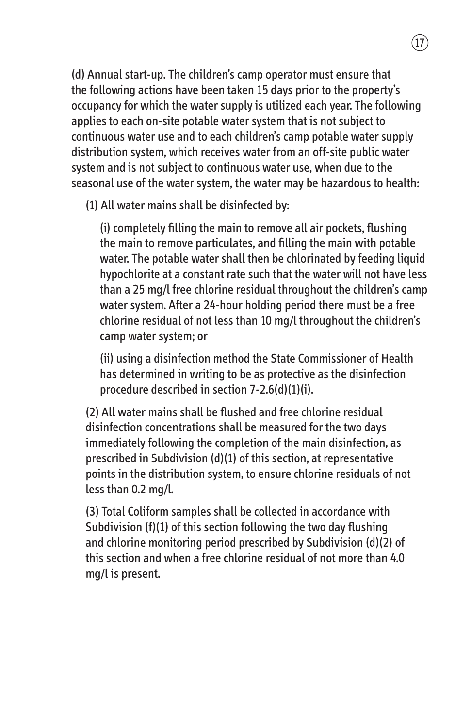(d) Annual start-up. The children's camp operator must ensure that the following actions have been taken 15 days prior to the property's occupancy for which the water supply is utilized each year. The following applies to each on-site potable water system that is not subject to continuous water use and to each children's camp potable water supply distribution system, which receives water from an off-site public water system and is not subject to continuous water use, when due to the seasonal use of the water system, the water may be hazardous to health:

(1) All water mains shall be disinfected by:

(i) completely filling the main to remove all air pockets, flushing the main to remove particulates, and filling the main with potable water. The potable water shall then be chlorinated by feeding liquid hypochlorite at a constant rate such that the water will not have less than a 25 mg/l free chlorine residual throughout the children's camp water system. After a 24-hour holding period there must be a free chlorine residual of not less than 10 mg/l throughout the children's camp water system; or

(ii) using a disinfection method the State Commissioner of Health has determined in writing to be as protective as the disinfection procedure described in section 7-2.6(d)(1)(i).

(2) All water mains shall be flushed and free chlorine residual disinfection concentrations shall be measured for the two days immediately following the completion of the main disinfection, as prescribed in Subdivision (d)(1) of this section, at representative points in the distribution system, to ensure chlorine residuals of not less than 0.2 mg/l.

(3) Total Coliform samples shall be collected in accordance with Subdivision (f)(1) of this section following the two day flushing and chlorine monitoring period prescribed by Subdivision (d)(2) of this section and when a free chlorine residual of not more than 4.0 mg/l is present.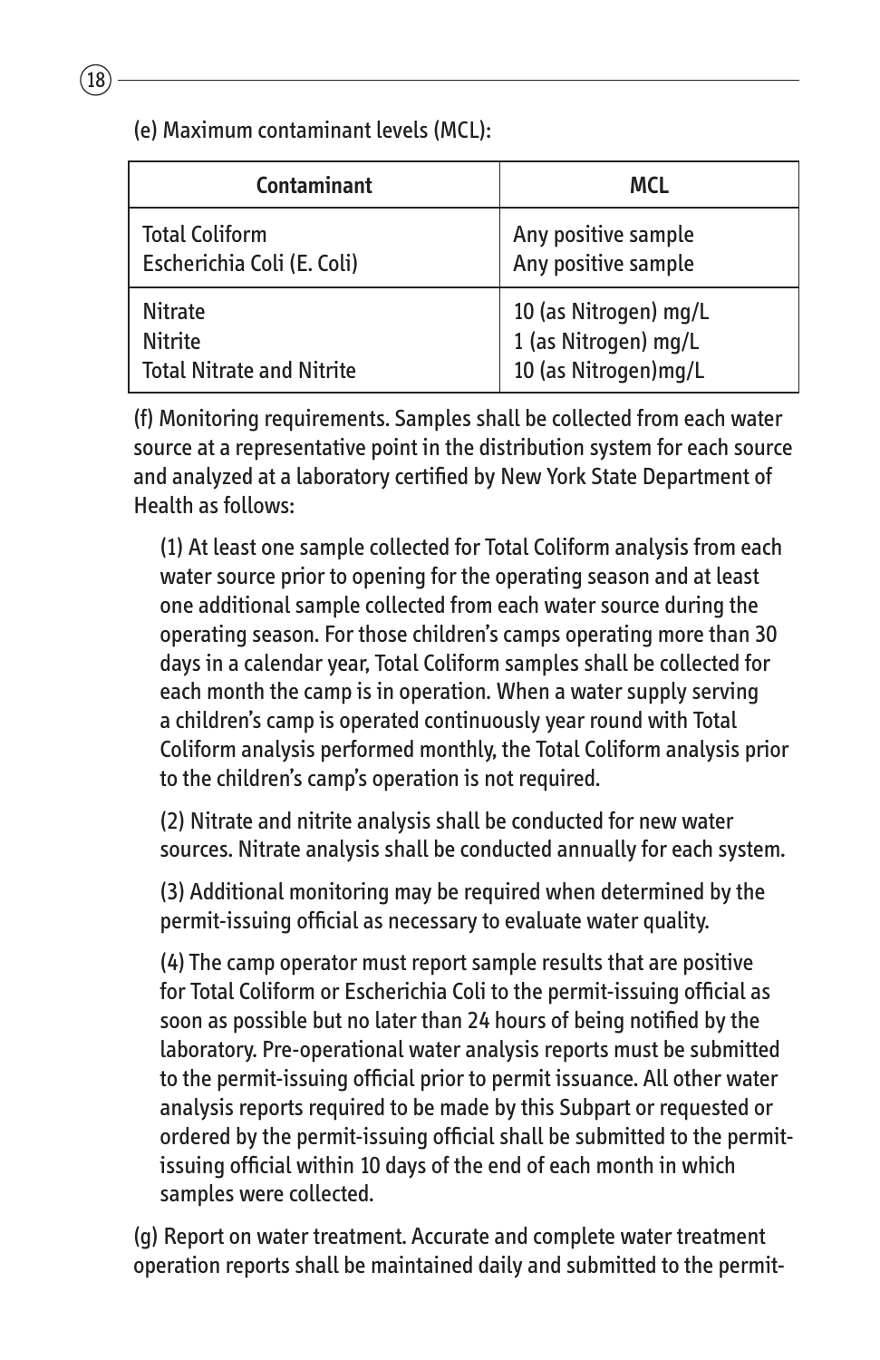(e) Maximum contaminant levels (MCL):

| Contaminant | MCL |
|---|---|
| Total Coliform<br>Escherichia Coli (E. Coli) | Any positive sample<br>Any positive sample |
| Nitrate<br>Nitrite<br>Total Nitrate and Nitrite | 10 (as Nitrogen) mg/L<br>1 (as Nitrogen) mg/L<br>10 (as Nitrogen)mg/L |

(f) Monitoring requirements. Samples shall be collected from each water source at a representative point in the distribution system for each source and analyzed at a laboratory certified by New York State Department of Health as follows:

(1) At least one sample collected for Total Coliform analysis from each water source prior to opening for the operating season and at least one additional sample collected from each water source during the operating season. For those children's camps operating more than 30 days in a calendar year, Total Coliform samples shall be collected for each month the camp is in operation. When a water supply serving a children's camp is operated continuously year round with Total Coliform analysis performed monthly, the Total Coliform analysis prior to the children's camp's operation is not required.

(2) Nitrate and nitrite analysis shall be conducted for new water sources. Nitrate analysis shall be conducted annually for each system.

(3) Additional monitoring may be required when determined by the permit-issuing official as necessary to evaluate water quality.

(4) The camp operator must report sample results that are positive for Total Coliform or Escherichia Coli to the permit-issuing official as soon as possible but no later than 24 hours of being notified by the laboratory. Pre-operational water analysis reports must be submitted to the permit-issuing official prior to permit issuance. All other water analysis reports required to be made by this Subpart or requested or ordered by the permit-issuing official shall be submitted to the permit-issuing official within 10 days of the end of each month in which samples were collected.

(g) Report on water treatment. Accurate and complete water treatment operation reports shall be maintained daily and submitted to the permit-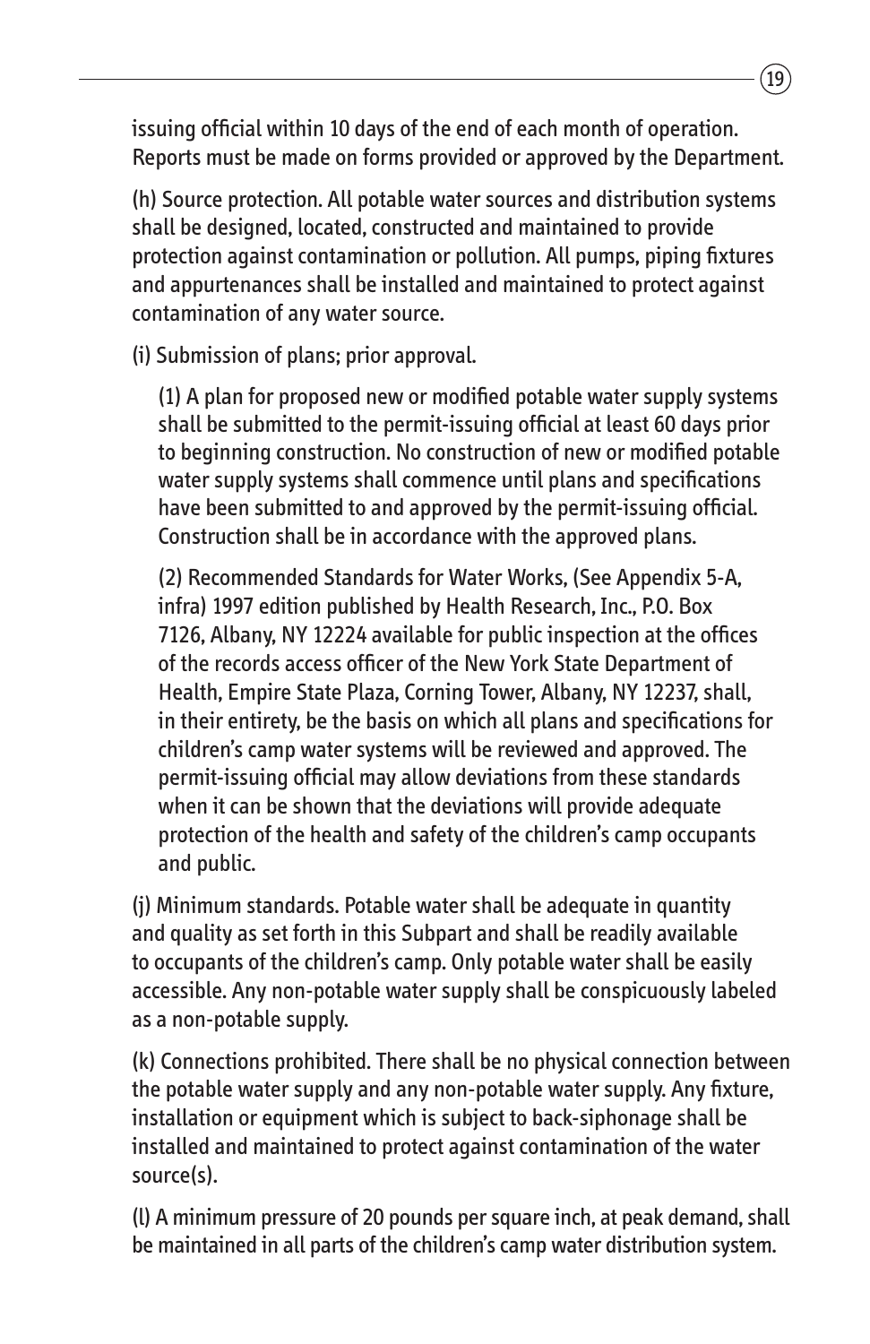issuing official within 10 days of the end of each month of operation. Reports must be made on forms provided or approved by the Department.

(h) Source protection. All potable water sources and distribution systems shall be designed, located, constructed and maintained to provide protection against contamination or pollution. All pumps, piping fixtures and appurtenances shall be installed and maintained to protect against contamination of any water source.

(i) Submission of plans; prior approval.

> (1) A plan for proposed new or modified potable water supply systems shall be submitted to the permit-issuing official at least 60 days prior to beginning construction. No construction of new or modified potable water supply systems shall commence until plans and specifications have been submitted to and approved by the permit-issuing official. Construction shall be in accordance with the approved plans.
>
> (2) Recommended Standards for Water Works, (See Appendix 5-A, infra) 1997 edition published by Health Research, Inc., P.O. Box 7126, Albany, NY 12224 available for public inspection at the offices of the records access officer of the New York State Department of Health, Empire State Plaza, Corning Tower, Albany, NY 12237, shall, in their entirety, be the basis on which all plans and specifications for children's camp water systems will be reviewed and approved. The permit-issuing official may allow deviations from these standards when it can be shown that the deviations will provide adequate protection of the health and safety of the children's camp occupants and public.

(j) Minimum standards. Potable water shall be adequate in quantity and quality as set forth in this Subpart and shall be readily available to occupants of the children's camp. Only potable water shall be easily accessible. Any non-potable water supply shall be conspicuously labeled as a non-potable supply.

(k) Connections prohibited. There shall be no physical connection between the potable water supply and any non-potable water supply. Any fixture, installation or equipment which is subject to back-siphonage shall be installed and maintained to protect against contamination of the water source(s).

(l) A minimum pressure of 20 pounds per square inch, at peak demand, shall be maintained in all parts of the children's camp water distribution system.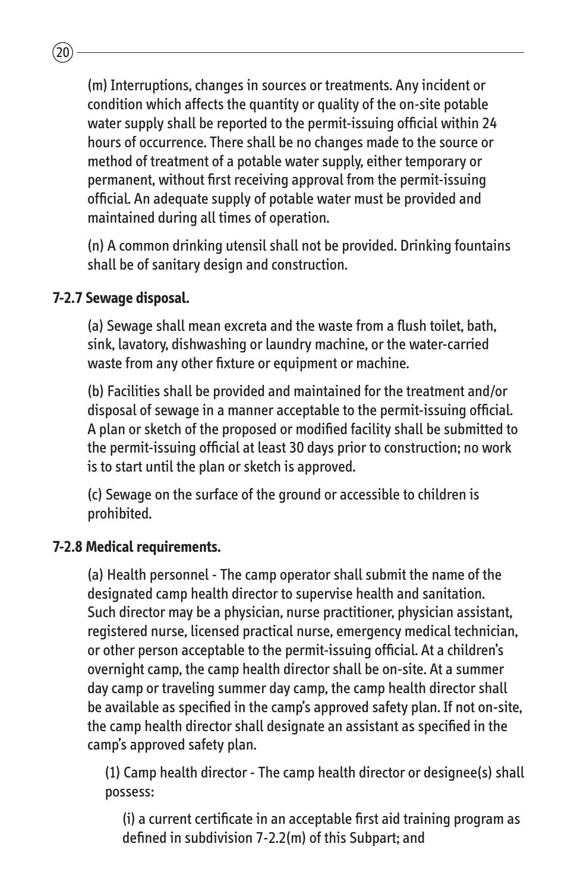(m) Interruptions, changes in sources or treatments. Any incident or condition which affects the quantity or quality of the on-site potable water supply shall be reported to the permit-issuing official within 24 hours of occurrence. There shall be no changes made to the source or method of treatment of a potable water supply, either temporary or permanent, without first receiving approval from the permit-issuing official. An adequate supply of potable water must be provided and maintained during all times of operation.

(n) A common drinking utensil shall not be provided. Drinking fountains shall be of sanitary design and construction.

**7-2.7 Sewage disposal.**

(a) Sewage shall mean excreta and the waste from a flush toilet, bath, sink, lavatory, dishwashing or laundry machine, or the water-carried waste from any other fixture or equipment or machine.

(b) Facilities shall be provided and maintained for the treatment and/or disposal of sewage in a manner acceptable to the permit-issuing official. A plan or sketch of the proposed or modified facility shall be submitted to the permit-issuing official at least 30 days prior to construction; no work is to start until the plan or sketch is approved.

(c) Sewage on the surface of the ground or accessible to children is prohibited.

**7-2.8 Medical requirements.**

(a) Health personnel - The camp operator shall submit the name of the designated camp health director to supervise health and sanitation. Such director may be a physician, nurse practitioner, physician assistant, registered nurse, licensed practical nurse, emergency medical technician, or other person acceptable to the permit-issuing official. At a children's overnight camp, the camp health director shall be on-site. At a summer day camp or traveling summer day camp, the camp health director shall be available as specified in the camp's approved safety plan. If not on-site, the camp health director shall designate an assistant as specified in the camp's approved safety plan.

(1) Camp health director - The camp health director or designee(s) shall possess:

(i) a current certificate in an acceptable first aid training program as defined in subdivision 7-2.2(m) of this Subpart; and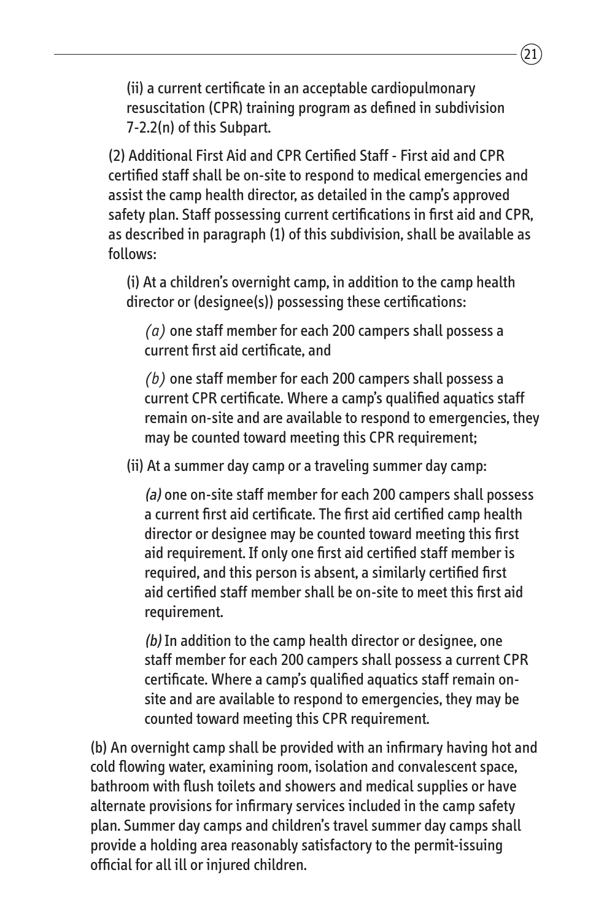(ii) a current certificate in an acceptable cardiopulmonary resuscitation (CPR) training program as defined in subdivision 7-2.2(n) of this Subpart.

(2) Additional First Aid and CPR Certified Staff - First aid and CPR certified staff shall be on-site to respond to medical emergencies and assist the camp health director, as detailed in the camp's approved safety plan. Staff possessing current certifications in first aid and CPR, as described in paragraph (1) of this subdivision, shall be available as follows:

(i) At a children's overnight camp, in addition to the camp health director or (designee(s)) possessing these certifications:

*(a)* one staff member for each 200 campers shall possess a current first aid certificate, and

*(b)* one staff member for each 200 campers shall possess a current CPR certificate. Where a camp's qualified aquatics staff remain on-site and are available to respond to emergencies, they may be counted toward meeting this CPR requirement;

(ii) At a summer day camp or a traveling summer day camp:

*(a)* one on-site staff member for each 200 campers shall possess a current first aid certificate. The first aid certified camp health director or designee may be counted toward meeting this first aid requirement. If only one first aid certified staff member is required, and this person is absent, a similarly certified first aid certified staff member shall be on-site to meet this first aid requirement.

*(b)* In addition to the camp health director or designee, one staff member for each 200 campers shall possess a current CPR certificate. Where a camp's qualified aquatics staff remain on-site and are available to respond to emergencies, they may be counted toward meeting this CPR requirement.

(b) An overnight camp shall be provided with an infirmary having hot and cold flowing water, examining room, isolation and convalescent space, bathroom with flush toilets and showers and medical supplies or have alternate provisions for infirmary services included in the camp safety plan. Summer day camps and children's travel summer day camps shall provide a holding area reasonably satisfactory to the permit-issuing official for all ill or injured children.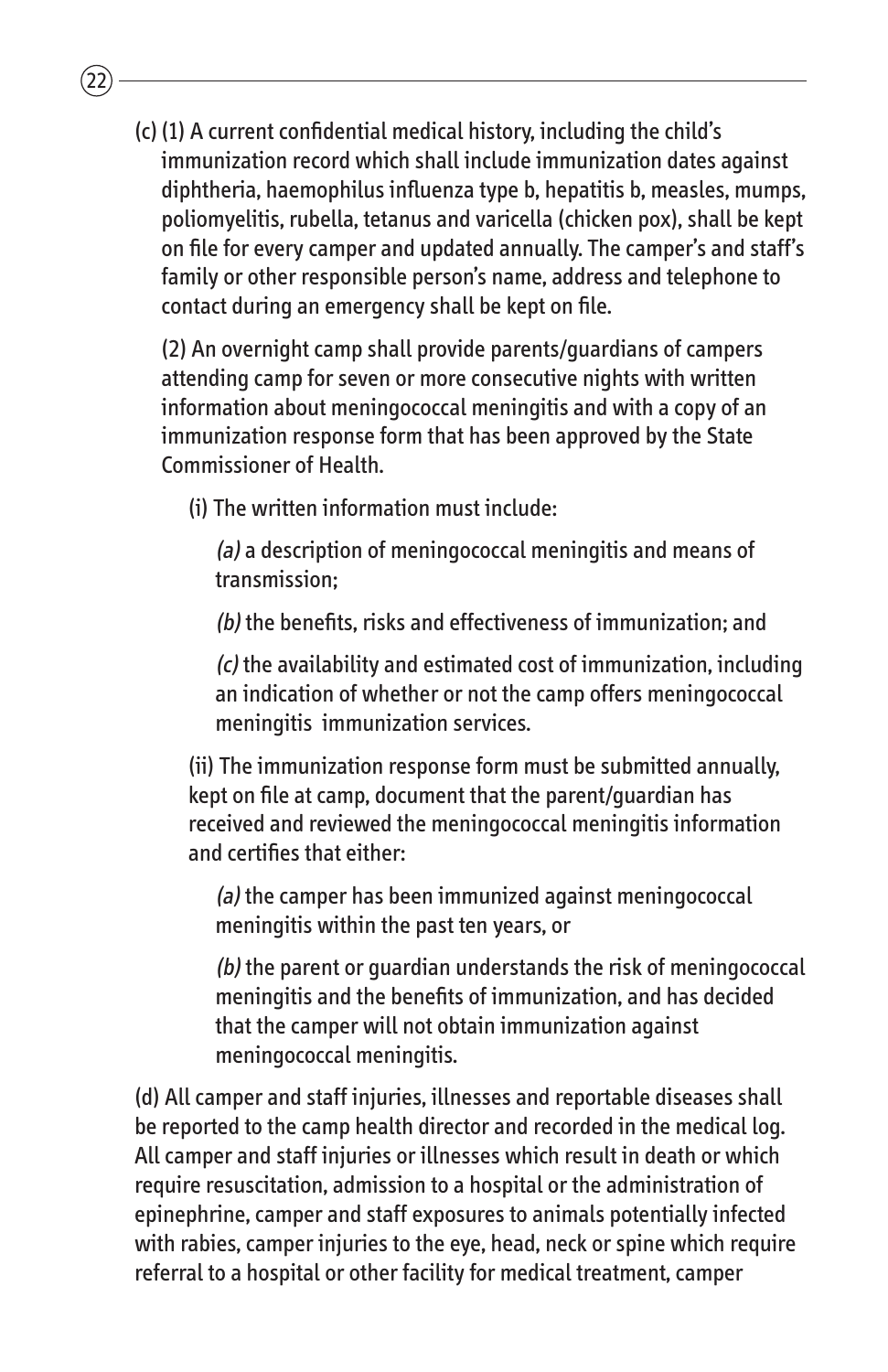(c) (1) A current confidential medical history, including the child's immunization record which shall include immunization dates against diphtheria, haemophilus influenza type b, hepatitis b, measles, mumps, poliomyelitis, rubella, tetanus and varicella (chicken pox), shall be kept on file for every camper and updated annually. The camper's and staff's family or other responsible person's name, address and telephone to contact during an emergency shall be kept on file.

(2) An overnight camp shall provide parents/guardians of campers attending camp for seven or more consecutive nights with written information about meningococcal meningitis and with a copy of an immunization response form that has been approved by the State Commissioner of Health.

(i) The written information must include:

*(a)* a description of meningococcal meningitis and means of transmission;

*(b)* the benefits, risks and effectiveness of immunization; and

*(c)* the availability and estimated cost of immunization, including an indication of whether or not the camp offers meningococcal meningitis immunization services.

(ii) The immunization response form must be submitted annually, kept on file at camp, document that the parent/guardian has received and reviewed the meningococcal meningitis information and certifies that either:

*(a)* the camper has been immunized against meningococcal meningitis within the past ten years, or

*(b)* the parent or guardian understands the risk of meningococcal meningitis and the benefits of immunization, and has decided that the camper will not obtain immunization against meningococcal meningitis.

(d) All camper and staff injuries, illnesses and reportable diseases shall be reported to the camp health director and recorded in the medical log. All camper and staff injuries or illnesses which result in death or which require resuscitation, admission to a hospital or the administration of epinephrine, camper and staff exposures to animals potentially infected with rabies, camper injuries to the eye, head, neck or spine which require referral to a hospital or other facility for medical treatment, camper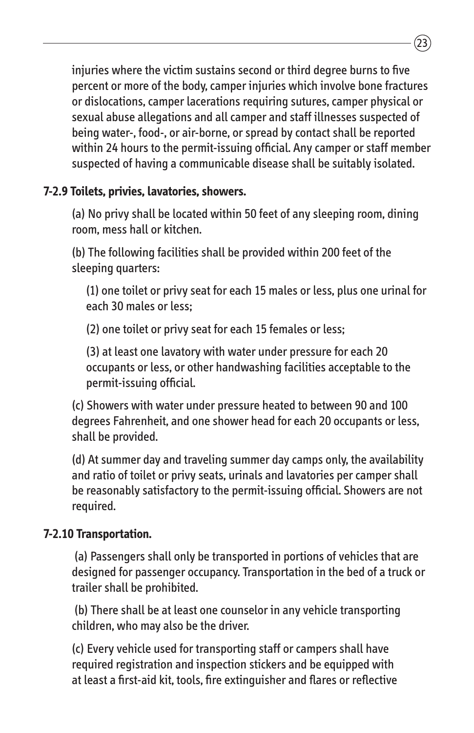injuries where the victim sustains second or third degree burns to five percent or more of the body, camper injuries which involve bone fractures or dislocations, camper lacerations requiring sutures, camper physical or sexual abuse allegations and all camper and staff illnesses suspected of being water-, food-, or air-borne, or spread by contact shall be reported within 24 hours to the permit-issuing official. Any camper or staff member suspected of having a communicable disease shall be suitably isolated.

**7-2.9 Toilets, privies, lavatories, showers.**

(a) No privy shall be located within 50 feet of any sleeping room, dining room, mess hall or kitchen.

(b) The following facilities shall be provided within 200 feet of the sleeping quarters:

(1) one toilet or privy seat for each 15 males or less, plus one urinal for each 30 males or less;

(2) one toilet or privy seat for each 15 females or less;

(3) at least one lavatory with water under pressure for each 20 occupants or less, or other handwashing facilities acceptable to the permit-issuing official.

(c) Showers with water under pressure heated to between 90 and 100 degrees Fahrenheit, and one shower head for each 20 occupants or less, shall be provided.

(d) At summer day and traveling summer day camps only, the availability and ratio of toilet or privy seats, urinals and lavatories per camper shall be reasonably satisfactory to the permit-issuing official. Showers are not required.

**7-2.10 Transportation.**

(a) Passengers shall only be transported in portions of vehicles that are designed for passenger occupancy. Transportation in the bed of a truck or trailer shall be prohibited.

(b) There shall be at least one counselor in any vehicle transporting children, who may also be the driver.

(c) Every vehicle used for transporting staff or campers shall have required registration and inspection stickers and be equipped with at least a first-aid kit, tools, fire extinguisher and flares or reflective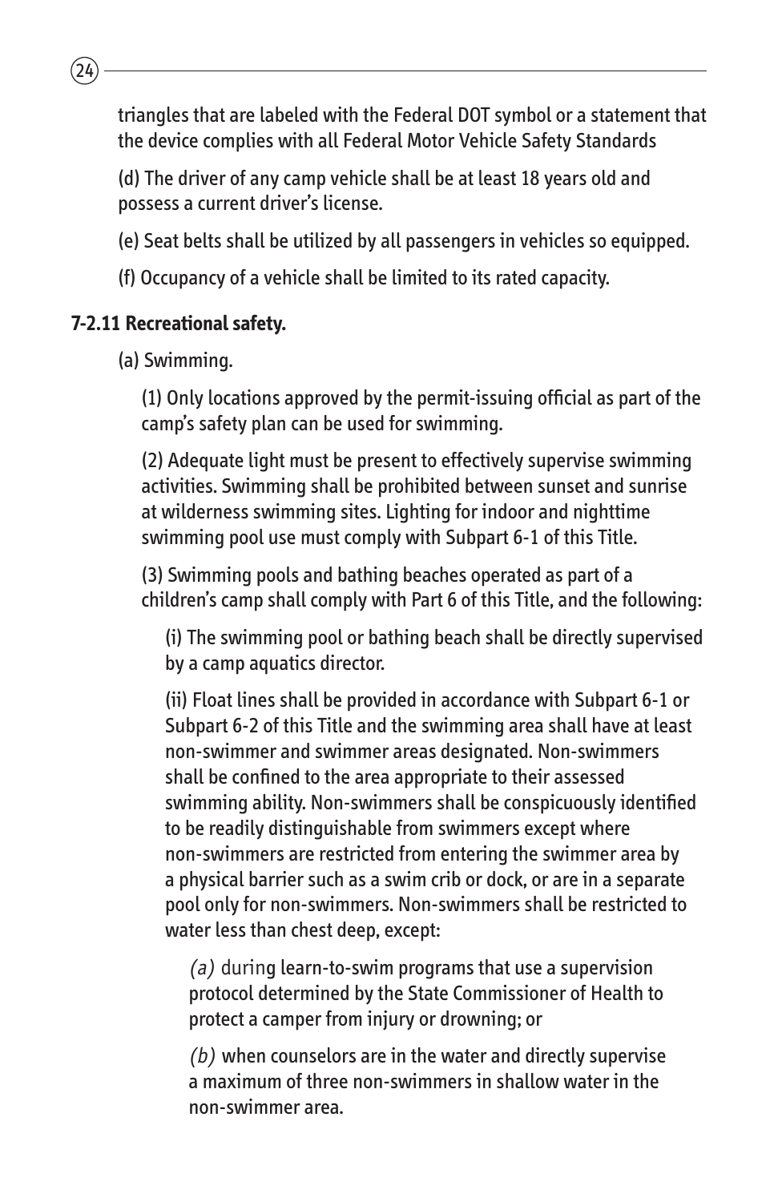triangles that are labeled with the Federal DOT symbol or a statement that the device complies with all Federal Motor Vehicle Safety Standards

(d) The driver of any camp vehicle shall be at least 18 years old and possess a current driver's license.

(e) Seat belts shall be utilized by all passengers in vehicles so equipped.

(f) Occupancy of a vehicle shall be limited to its rated capacity.

**7-2.11 Recreational safety.**

(a) Swimming.

(1) Only locations approved by the permit-issuing official as part of the camp's safety plan can be used for swimming.

(2) Adequate light must be present to effectively supervise swimming activities. Swimming shall be prohibited between sunset and sunrise at wilderness swimming sites. Lighting for indoor and nighttime swimming pool use must comply with Subpart 6-1 of this Title.

(3) Swimming pools and bathing beaches operated as part of a children's camp shall comply with Part 6 of this Title, and the following:

(i) The swimming pool or bathing beach shall be directly supervised by a camp aquatics director.

(ii) Float lines shall be provided in accordance with Subpart 6-1 or Subpart 6-2 of this Title and the swimming area shall have at least non-swimmer and swimmer areas designated. Non-swimmers shall be confined to the area appropriate to their assessed swimming ability. Non-swimmers shall be conspicuously identified to be readily distinguishable from swimmers except where non-swimmers are restricted from entering the swimmer area by a physical barrier such as a swim crib or dock, or are in a separate pool only for non-swimmers. Non-swimmers shall be restricted to water less than chest deep, except:

*(a)* during learn-to-swim programs that use a supervision protocol determined by the State Commissioner of Health to protect a camper from injury or drowning; or

*(b)* when counselors are in the water and directly supervise a maximum of three non-swimmers in shallow water in the non-swimmer area.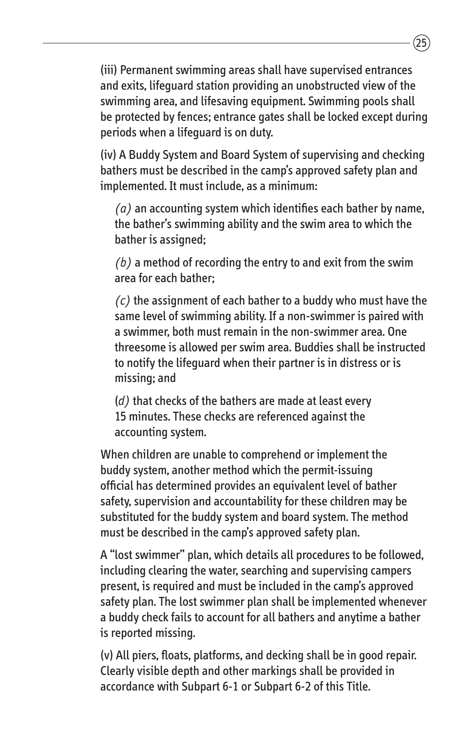(iii) Permanent swimming areas shall have supervised entrances and exits, lifeguard station providing an unobstructed view of the swimming area, and lifesaving equipment. Swimming pools shall be protected by fences; entrance gates shall be locked except during periods when a lifeguard is on duty.

(iv) A Buddy System and Board System of supervising and checking bathers must be described in the camp's approved safety plan and implemented. It must include, as a minimum:

> *(a)* an accounting system which identifies each bather by name, the bather's swimming ability and the swim area to which the bather is assigned;
>
> *(b)* a method of recording the entry to and exit from the swim area for each bather;
>
> *(c)* the assignment of each bather to a buddy who must have the same level of swimming ability. If a non-swimmer is paired with a swimmer, both must remain in the non-swimmer area. One threesome is allowed per swim area. Buddies shall be instructed to notify the lifeguard when their partner is in distress or is missing; and
>
> (*d)* that checks of the bathers are made at least every 15 minutes. These checks are referenced against the accounting system.

When children are unable to comprehend or implement the buddy system, another method which the permit-issuing official has determined provides an equivalent level of bather safety, supervision and accountability for these children may be substituted for the buddy system and board system. The method must be described in the camp's approved safety plan.

A "lost swimmer" plan, which details all procedures to be followed, including clearing the water, searching and supervising campers present, is required and must be included in the camp's approved safety plan. The lost swimmer plan shall be implemented whenever a buddy check fails to account for all bathers and anytime a bather is reported missing.

(v) All piers, floats, platforms, and decking shall be in good repair. Clearly visible depth and other markings shall be provided in accordance with Subpart 6-1 or Subpart 6-2 of this Title.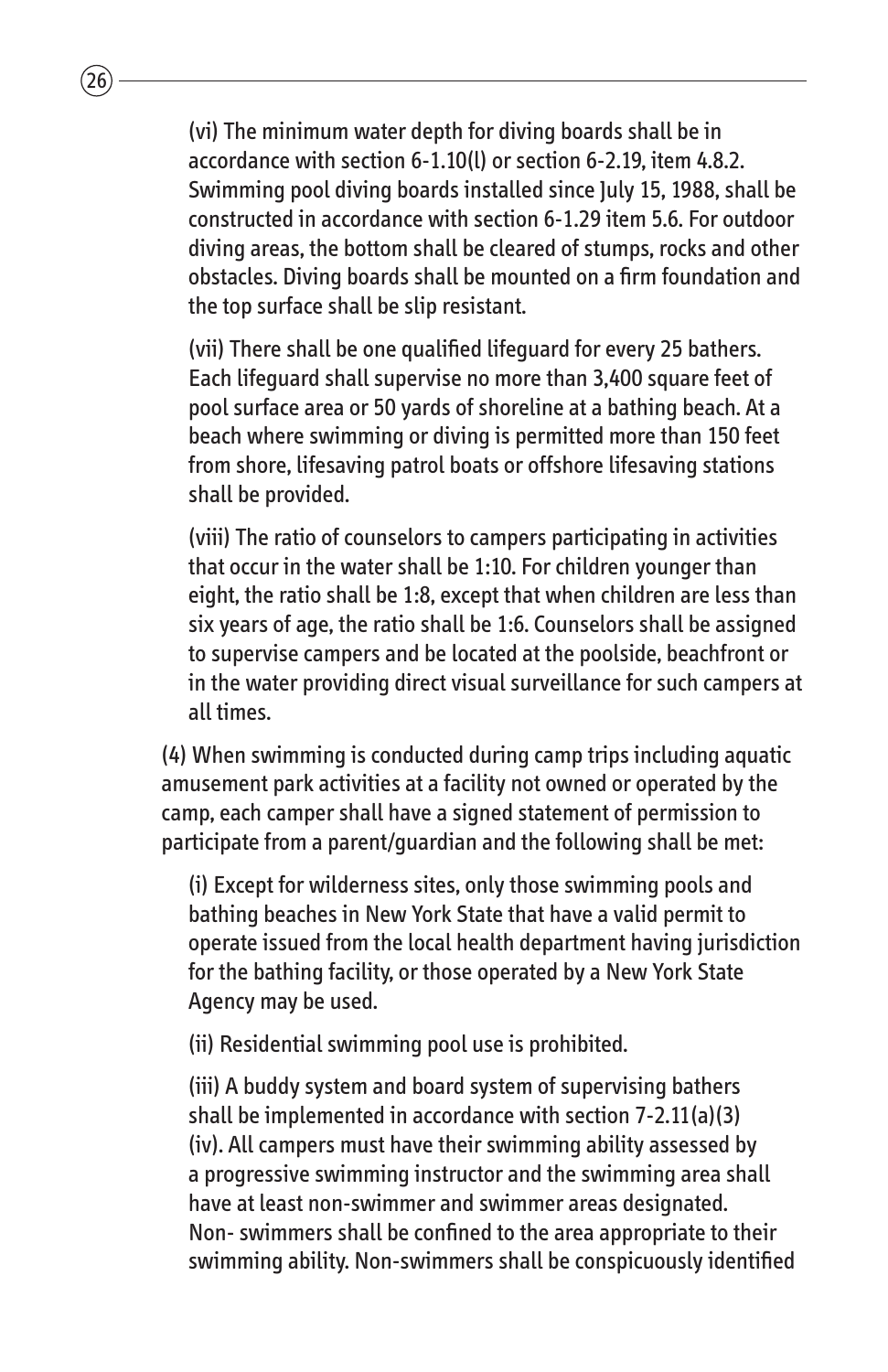(vi) The minimum water depth for diving boards shall be in accordance with section 6-1.10(l) or section 6-2.19, item 4.8.2. Swimming pool diving boards installed since July 15, 1988, shall be constructed in accordance with section 6-1.29 item 5.6. For outdoor diving areas, the bottom shall be cleared of stumps, rocks and other obstacles. Diving boards shall be mounted on a firm foundation and the top surface shall be slip resistant.

(vii) There shall be one qualified lifeguard for every 25 bathers. Each lifeguard shall supervise no more than 3,400 square feet of pool surface area or 50 yards of shoreline at a bathing beach. At a beach where swimming or diving is permitted more than 150 feet from shore, lifesaving patrol boats or offshore lifesaving stations shall be provided.

(viii) The ratio of counselors to campers participating in activities that occur in the water shall be 1:10. For children younger than eight, the ratio shall be 1:8, except that when children are less than six years of age, the ratio shall be 1:6. Counselors shall be assigned to supervise campers and be located at the poolside, beachfront or in the water providing direct visual surveillance for such campers at all times.

(4) When swimming is conducted during camp trips including aquatic amusement park activities at a facility not owned or operated by the camp, each camper shall have a signed statement of permission to participate from a parent/guardian and the following shall be met:

(i) Except for wilderness sites, only those swimming pools and bathing beaches in New York State that have a valid permit to operate issued from the local health department having jurisdiction for the bathing facility, or those operated by a New York State Agency may be used.

(ii) Residential swimming pool use is prohibited.

(iii) A buddy system and board system of supervising bathers shall be implemented in accordance with section 7-2.11(a)(3)(iv). All campers must have their swimming ability assessed by a progressive swimming instructor and the swimming area shall have at least non-swimmer and swimmer areas designated. Non- swimmers shall be confined to the area appropriate to their swimming ability. Non-swimmers shall be conspicuously identified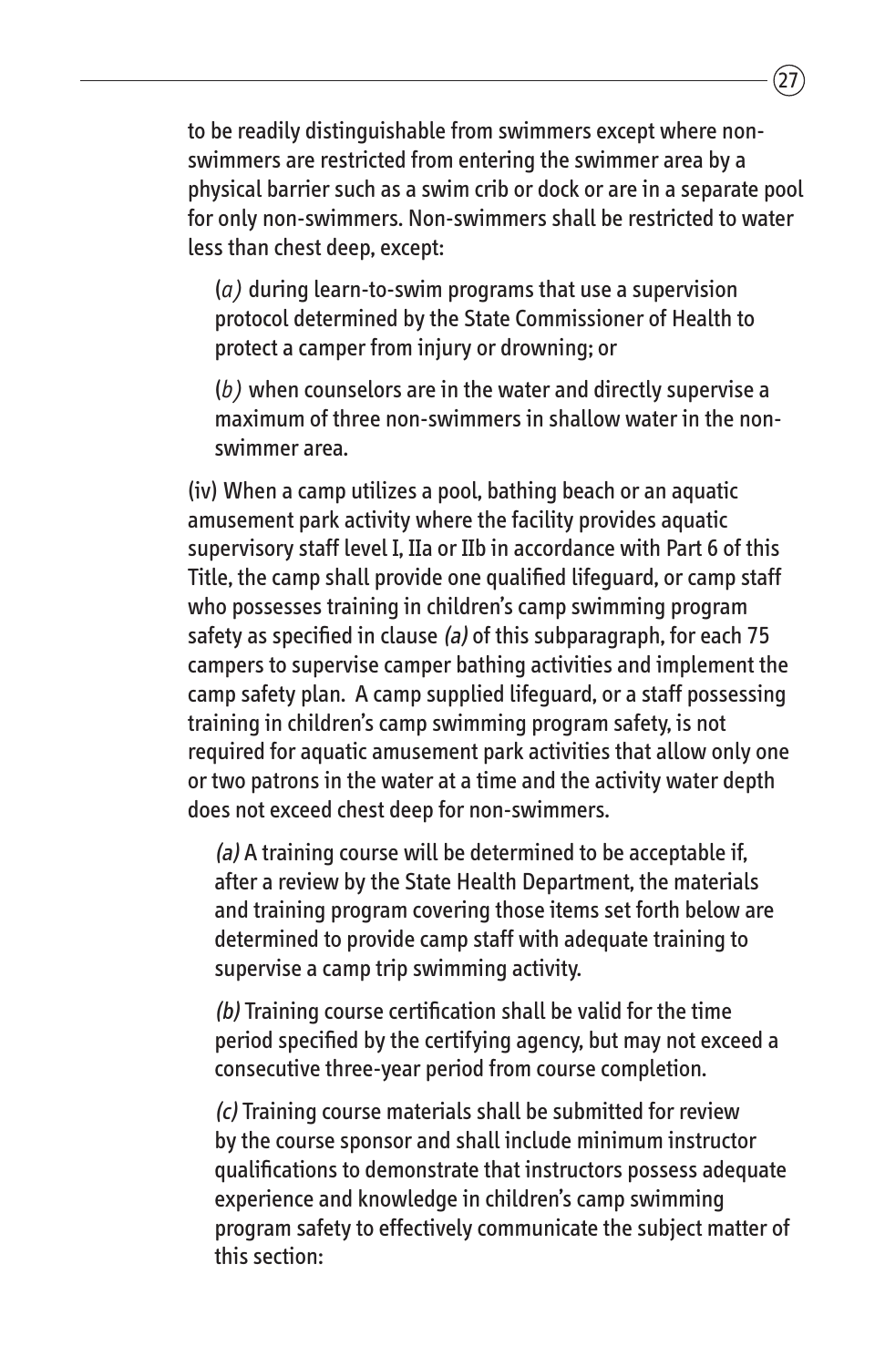to be readily distinguishable from swimmers except where non-swimmers are restricted from entering the swimmer area by a physical barrier such as a swim crib or dock or are in a separate pool for only non-swimmers. Non-swimmers shall be restricted to water less than chest deep, except:

(*a)* during learn-to-swim programs that use a supervision protocol determined by the State Commissioner of Health to protect a camper from injury or drowning; or

(*b)* when counselors are in the water and directly supervise a maximum of three non-swimmers in shallow water in the non-swimmer area.

(iv) When a camp utilizes a pool, bathing beach or an aquatic amusement park activity where the facility provides aquatic supervisory staff level I, IIa or IIb in accordance with Part 6 of this Title, the camp shall provide one qualified lifeguard, or camp staff who possesses training in children's camp swimming program safety as specified in clause *(a)* of this subparagraph, for each 75 campers to supervise camper bathing activities and implement the camp safety plan. A camp supplied lifeguard, or a staff possessing training in children's camp swimming program safety, is not required for aquatic amusement park activities that allow only one or two patrons in the water at a time and the activity water depth does not exceed chest deep for non-swimmers.

*(a)* A training course will be determined to be acceptable if, after a review by the State Health Department, the materials and training program covering those items set forth below are determined to provide camp staff with adequate training to supervise a camp trip swimming activity.

*(b)* Training course certification shall be valid for the time period specified by the certifying agency, but may not exceed a consecutive three-year period from course completion.

*(c)* Training course materials shall be submitted for review by the course sponsor and shall include minimum instructor qualifications to demonstrate that instructors possess adequate experience and knowledge in children's camp swimming program safety to effectively communicate the subject matter of this section: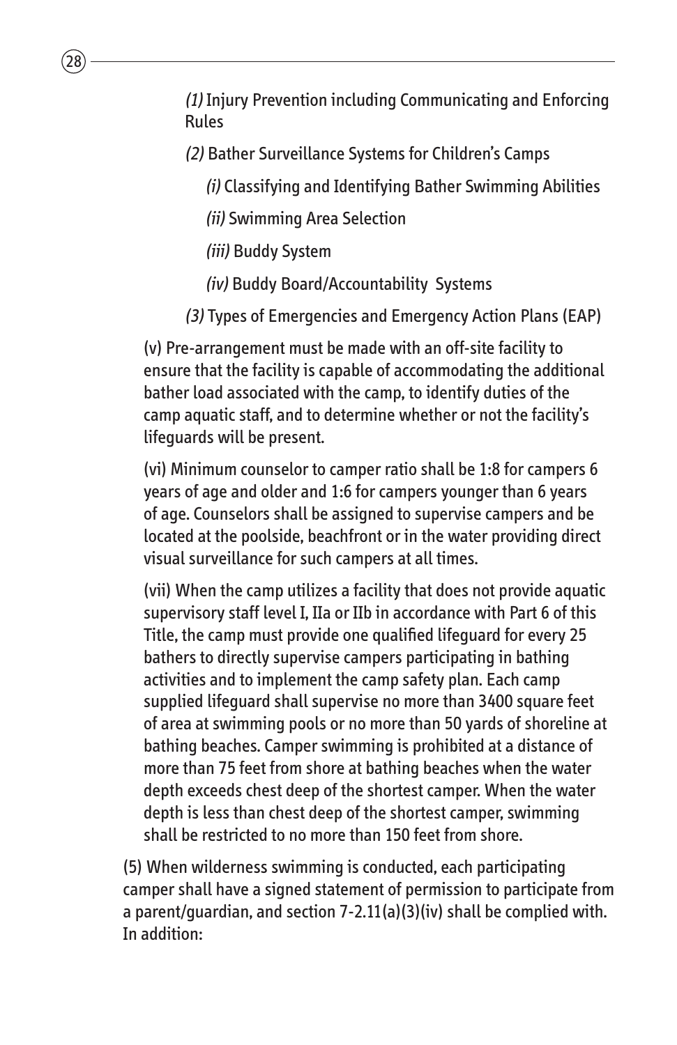*(1)* Injury Prevention including Communicating and Enforcing Rules

*(2)* Bather Surveillance Systems for Children's Camps

*(i)* Classifying and Identifying Bather Swimming Abilities

*(ii)* Swimming Area Selection

*(iii)* Buddy System

*(iv)* Buddy Board/Accountability Systems

*(3)* Types of Emergencies and Emergency Action Plans (EAP)

(v) Pre-arrangement must be made with an off-site facility to ensure that the facility is capable of accommodating the additional bather load associated with the camp, to identify duties of the camp aquatic staff, and to determine whether or not the facility's lifeguards will be present.

(vi) Minimum counselor to camper ratio shall be 1:8 for campers 6 years of age and older and 1:6 for campers younger than 6 years of age. Counselors shall be assigned to supervise campers and be located at the poolside, beachfront or in the water providing direct visual surveillance for such campers at all times.

(vii) When the camp utilizes a facility that does not provide aquatic supervisory staff level I, IIa or IIb in accordance with Part 6 of this Title, the camp must provide one qualified lifeguard for every 25 bathers to directly supervise campers participating in bathing activities and to implement the camp safety plan. Each camp supplied lifeguard shall supervise no more than 3400 square feet of area at swimming pools or no more than 50 yards of shoreline at bathing beaches. Camper swimming is prohibited at a distance of more than 75 feet from shore at bathing beaches when the water depth exceeds chest deep of the shortest camper. When the water depth is less than chest deep of the shortest camper, swimming shall be restricted to no more than 150 feet from shore.

(5) When wilderness swimming is conducted, each participating camper shall have a signed statement of permission to participate from a parent/guardian, and section 7-2.11(a)(3)(iv) shall be complied with. In addition: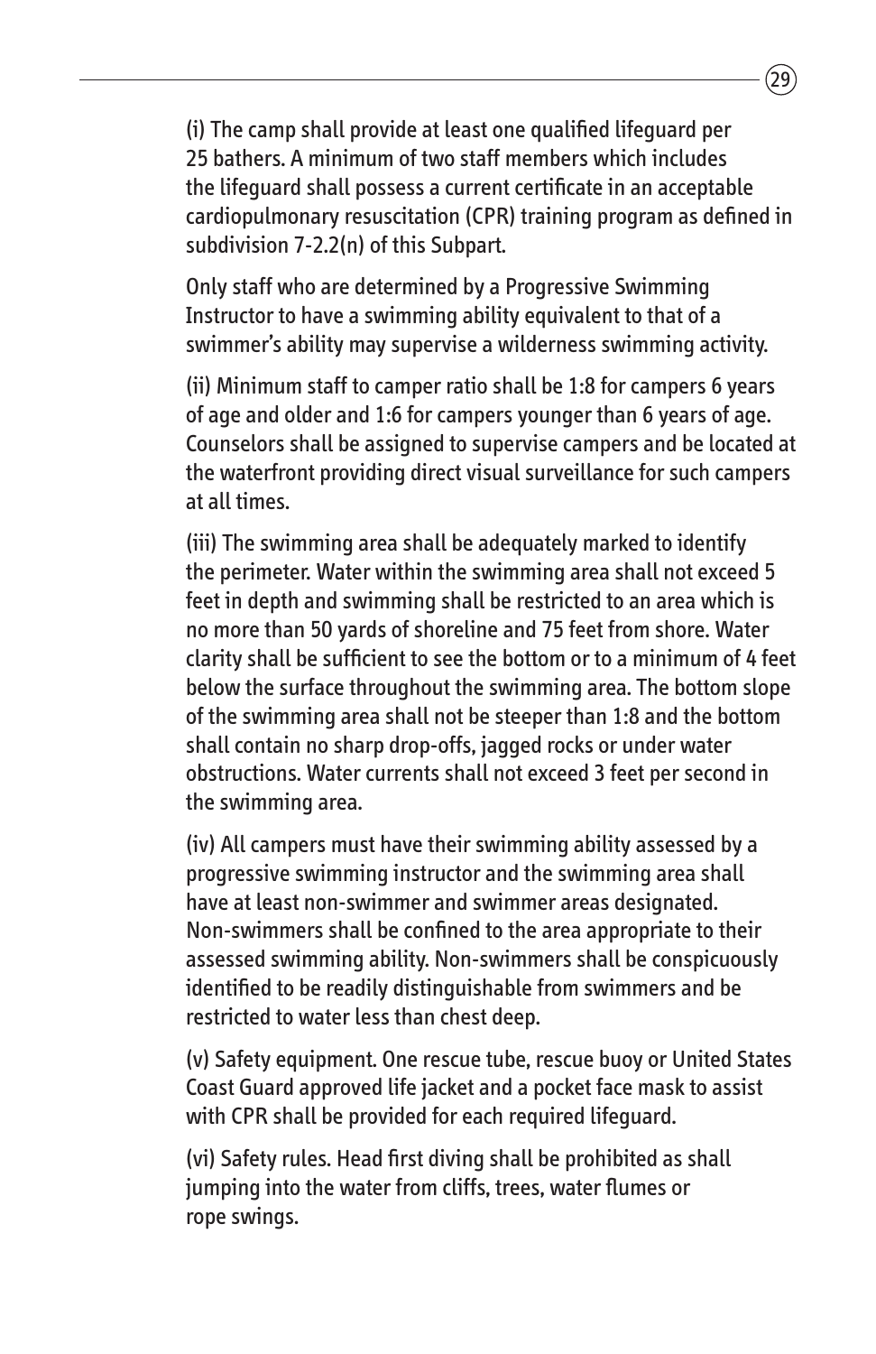(i) The camp shall provide at least one qualified lifeguard per 25 bathers. A minimum of two staff members which includes the lifeguard shall possess a current certificate in an acceptable cardiopulmonary resuscitation (CPR) training program as defined in subdivision 7-2.2(n) of this Subpart.

Only staff who are determined by a Progressive Swimming Instructor to have a swimming ability equivalent to that of a swimmer's ability may supervise a wilderness swimming activity.

(ii) Minimum staff to camper ratio shall be 1:8 for campers 6 years of age and older and 1:6 for campers younger than 6 years of age. Counselors shall be assigned to supervise campers and be located at the waterfront providing direct visual surveillance for such campers at all times.

(iii) The swimming area shall be adequately marked to identify the perimeter. Water within the swimming area shall not exceed 5 feet in depth and swimming shall be restricted to an area which is no more than 50 yards of shoreline and 75 feet from shore. Water clarity shall be sufficient to see the bottom or to a minimum of 4 feet below the surface throughout the swimming area. The bottom slope of the swimming area shall not be steeper than 1:8 and the bottom shall contain no sharp drop-offs, jagged rocks or under water obstructions. Water currents shall not exceed 3 feet per second in the swimming area.

(iv) All campers must have their swimming ability assessed by a progressive swimming instructor and the swimming area shall have at least non-swimmer and swimmer areas designated. Non-swimmers shall be confined to the area appropriate to their assessed swimming ability. Non-swimmers shall be conspicuously identified to be readily distinguishable from swimmers and be restricted to water less than chest deep.

(v) Safety equipment. One rescue tube, rescue buoy or United States Coast Guard approved life jacket and a pocket face mask to assist with CPR shall be provided for each required lifeguard.

(vi) Safety rules. Head first diving shall be prohibited as shall jumping into the water from cliffs, trees, water flumes or rope swings.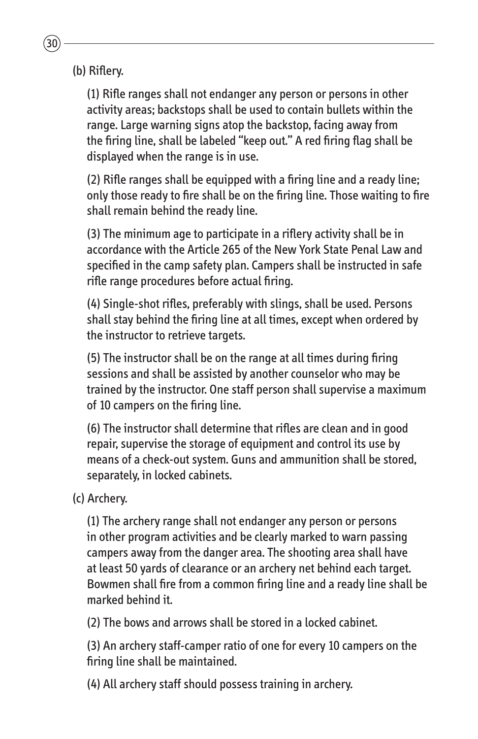(b) Riflery.

(1) Rifle ranges shall not endanger any person or persons in other activity areas; backstops shall be used to contain bullets within the range. Large warning signs atop the backstop, facing away from the firing line, shall be labeled “keep out.” A red firing flag shall be displayed when the range is in use.

(2) Rifle ranges shall be equipped with a firing line and a ready line; only those ready to fire shall be on the firing line. Those waiting to fire shall remain behind the ready line.

(3) The minimum age to participate in a riflery activity shall be in accordance with the Article 265 of the New York State Penal Law and specified in the camp safety plan. Campers shall be instructed in safe rifle range procedures before actual firing.

(4) Single-shot rifles, preferably with slings, shall be used. Persons shall stay behind the firing line at all times, except when ordered by the instructor to retrieve targets.

(5) The instructor shall be on the range at all times during firing sessions and shall be assisted by another counselor who may be trained by the instructor. One staff person shall supervise a maximum of 10 campers on the firing line.

(6) The instructor shall determine that rifles are clean and in good repair, supervise the storage of equipment and control its use by means of a check-out system. Guns and ammunition shall be stored, separately, in locked cabinets.

(c) Archery.

(1) The archery range shall not endanger any person or persons in other program activities and be clearly marked to warn passing campers away from the danger area. The shooting area shall have at least 50 yards of clearance or an archery net behind each target. Bowmen shall fire from a common firing line and a ready line shall be marked behind it.

(2) The bows and arrows shall be stored in a locked cabinet.

(3) An archery staff-camper ratio of one for every 10 campers on the firing line shall be maintained.

(4) All archery staff should possess training in archery.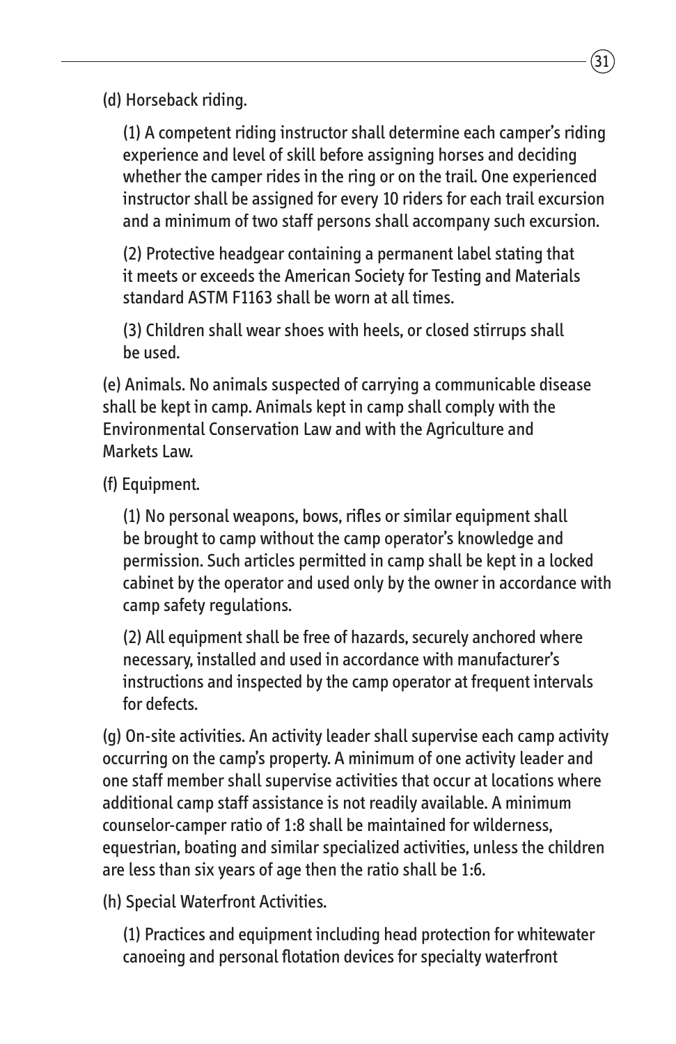(d) Horseback riding.

(1) A competent riding instructor shall determine each camper's riding experience and level of skill before assigning horses and deciding whether the camper rides in the ring or on the trail. One experienced instructor shall be assigned for every 10 riders for each trail excursion and a minimum of two staff persons shall accompany such excursion.

(2) Protective headgear containing a permanent label stating that it meets or exceeds the American Society for Testing and Materials standard ASTM F1163 shall be worn at all times.

(3) Children shall wear shoes with heels, or closed stirrups shall be used.

(e) Animals. No animals suspected of carrying a communicable disease shall be kept in camp. Animals kept in camp shall comply with the Environmental Conservation Law and with the Agriculture and Markets Law.

(f) Equipment.

(1) No personal weapons, bows, rifles or similar equipment shall be brought to camp without the camp operator's knowledge and permission. Such articles permitted in camp shall be kept in a locked cabinet by the operator and used only by the owner in accordance with camp safety regulations.

(2) All equipment shall be free of hazards, securely anchored where necessary, installed and used in accordance with manufacturer's instructions and inspected by the camp operator at frequent intervals for defects.

(g) On-site activities. An activity leader shall supervise each camp activity occurring on the camp's property. A minimum of one activity leader and one staff member shall supervise activities that occur at locations where additional camp staff assistance is not readily available. A minimum counselor-camper ratio of 1:8 shall be maintained for wilderness, equestrian, boating and similar specialized activities, unless the children are less than six years of age then the ratio shall be 1:6.

(h) Special Waterfront Activities.

(1) Practices and equipment including head protection for whitewater canoeing and personal flotation devices for specialty waterfront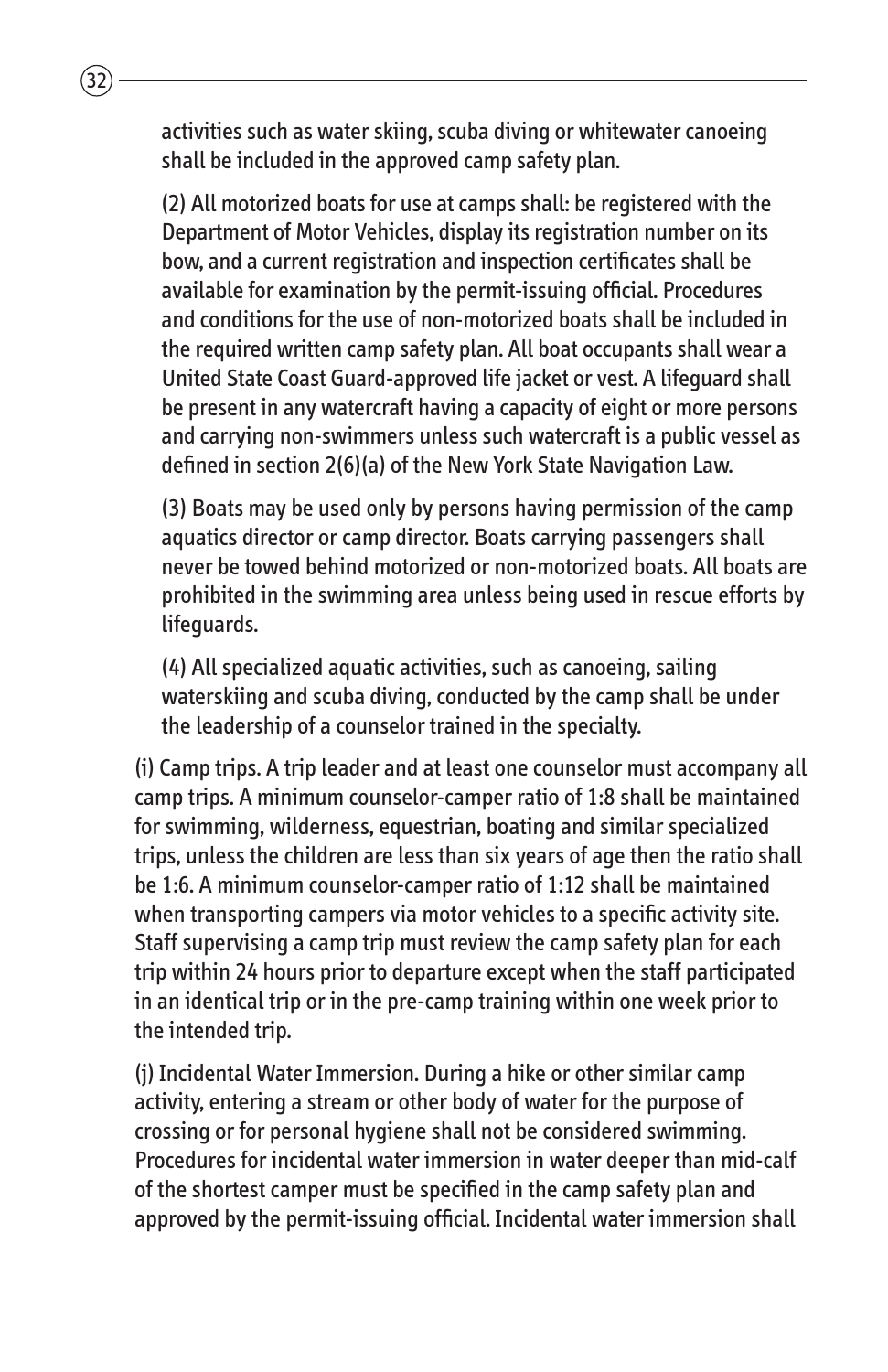activities such as water skiing, scuba diving or whitewater canoeing shall be included in the approved camp safety plan.

(2) All motorized boats for use at camps shall: be registered with the Department of Motor Vehicles, display its registration number on its bow, and a current registration and inspection certificates shall be available for examination by the permit-issuing official. Procedures and conditions for the use of non-motorized boats shall be included in the required written camp safety plan. All boat occupants shall wear a United State Coast Guard-approved life jacket or vest. A lifeguard shall be present in any watercraft having a capacity of eight or more persons and carrying non-swimmers unless such watercraft is a public vessel as defined in section 2(6)(a) of the New York State Navigation Law.

(3) Boats may be used only by persons having permission of the camp aquatics director or camp director. Boats carrying passengers shall never be towed behind motorized or non-motorized boats. All boats are prohibited in the swimming area unless being used in rescue efforts by lifeguards.

(4) All specialized aquatic activities, such as canoeing, sailing waterskiing and scuba diving, conducted by the camp shall be under the leadership of a counselor trained in the specialty.

(i) Camp trips. A trip leader and at least one counselor must accompany all camp trips. A minimum counselor-camper ratio of 1:8 shall be maintained for swimming, wilderness, equestrian, boating and similar specialized trips, unless the children are less than six years of age then the ratio shall be 1:6. A minimum counselor-camper ratio of 1:12 shall be maintained when transporting campers via motor vehicles to a specific activity site. Staff supervising a camp trip must review the camp safety plan for each trip within 24 hours prior to departure except when the staff participated in an identical trip or in the pre-camp training within one week prior to the intended trip.

(j) Incidental Water Immersion. During a hike or other similar camp activity, entering a stream or other body of water for the purpose of crossing or for personal hygiene shall not be considered swimming. Procedures for incidental water immersion in water deeper than mid-calf of the shortest camper must be specified in the camp safety plan and approved by the permit-issuing official. Incidental water immersion shall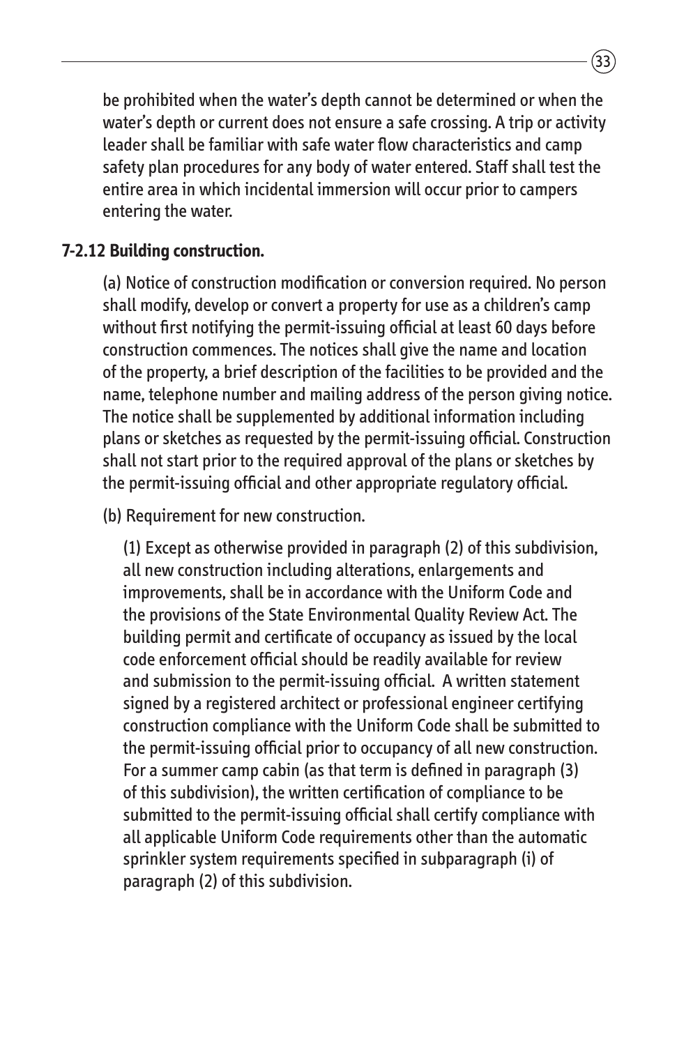be prohibited when the water's depth cannot be determined or when the water's depth or current does not ensure a safe crossing. A trip or activity leader shall be familiar with safe water flow characteristics and camp safety plan procedures for any body of water entered. Staff shall test the entire area in which incidental immersion will occur prior to campers entering the water.

**7-2.12 Building construction.**

(a) Notice of construction modification or conversion required. No person shall modify, develop or convert a property for use as a children's camp without first notifying the permit-issuing official at least 60 days before construction commences. The notices shall give the name and location of the property, a brief description of the facilities to be provided and the name, telephone number and mailing address of the person giving notice. The notice shall be supplemented by additional information including plans or sketches as requested by the permit-issuing official. Construction shall not start prior to the required approval of the plans or sketches by the permit-issuing official and other appropriate regulatory official.

(b) Requirement for new construction.

(1) Except as otherwise provided in paragraph (2) of this subdivision, all new construction including alterations, enlargements and improvements, shall be in accordance with the Uniform Code and the provisions of the State Environmental Quality Review Act. The building permit and certificate of occupancy as issued by the local code enforcement official should be readily available for review and submission to the permit-issuing official. A written statement signed by a registered architect or professional engineer certifying construction compliance with the Uniform Code shall be submitted to the permit-issuing official prior to occupancy of all new construction. For a summer camp cabin (as that term is defined in paragraph (3) of this subdivision), the written certification of compliance to be submitted to the permit-issuing official shall certify compliance with all applicable Uniform Code requirements other than the automatic sprinkler system requirements specified in subparagraph (i) of paragraph (2) of this subdivision.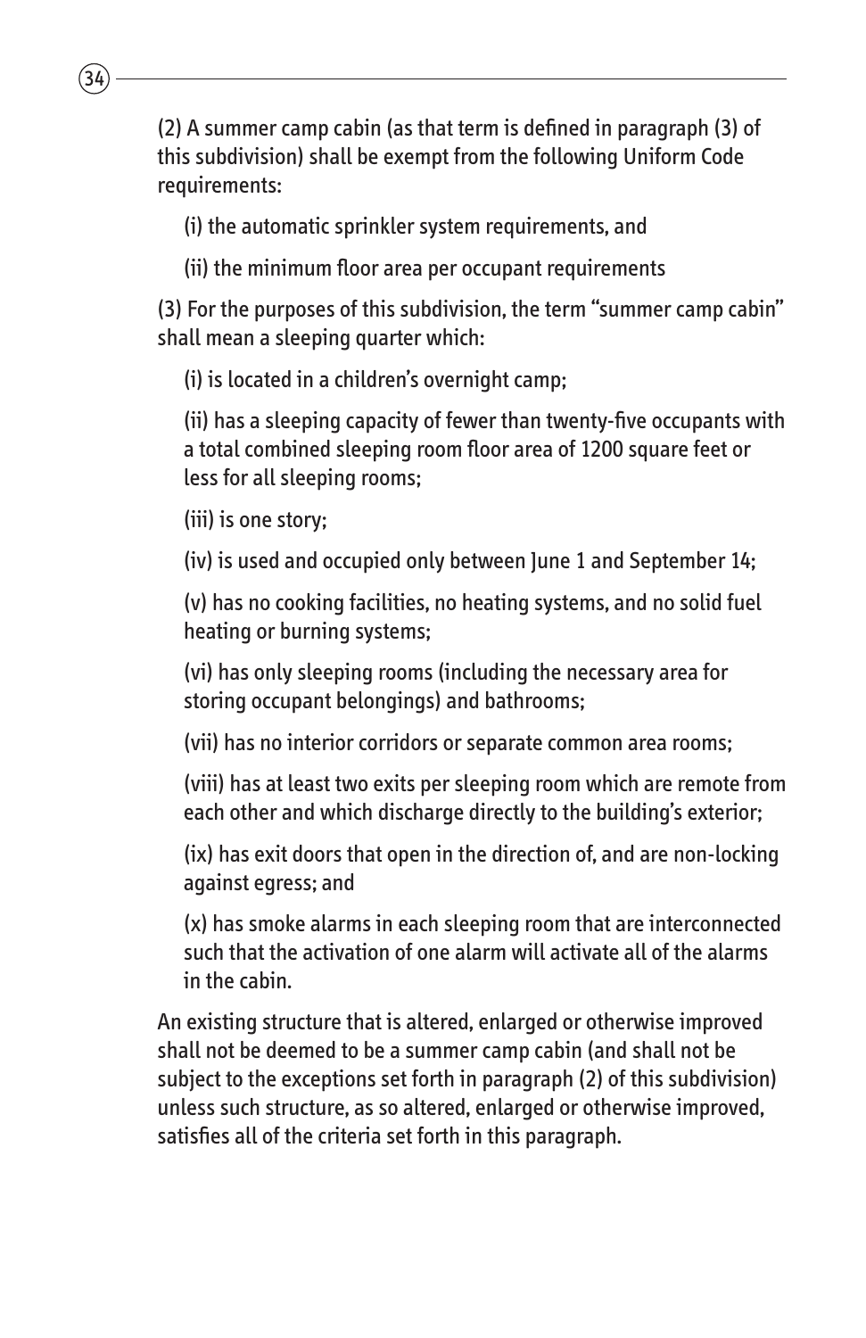(2) A summer camp cabin (as that term is defined in paragraph (3) of this subdivision) shall be exempt from the following Uniform Code requirements:

(i) the automatic sprinkler system requirements, and

(ii) the minimum floor area per occupant requirements

(3) For the purposes of this subdivision, the term "summer camp cabin" shall mean a sleeping quarter which:

(i) is located in a children's overnight camp;

(ii) has a sleeping capacity of fewer than twenty-five occupants with a total combined sleeping room floor area of 1200 square feet or less for all sleeping rooms;

(iii) is one story;

(iv) is used and occupied only between June 1 and September 14;

(v) has no cooking facilities, no heating systems, and no solid fuel heating or burning systems;

(vi) has only sleeping rooms (including the necessary area for storing occupant belongings) and bathrooms;

(vii) has no interior corridors or separate common area rooms;

(viii) has at least two exits per sleeping room which are remote from each other and which discharge directly to the building's exterior;

(ix) has exit doors that open in the direction of, and are non-locking against egress; and

(x) has smoke alarms in each sleeping room that are interconnected such that the activation of one alarm will activate all of the alarms in the cabin.

An existing structure that is altered, enlarged or otherwise improved shall not be deemed to be a summer camp cabin (and shall not be subject to the exceptions set forth in paragraph (2) of this subdivision) unless such structure, as so altered, enlarged or otherwise improved, satisfies all of the criteria set forth in this paragraph.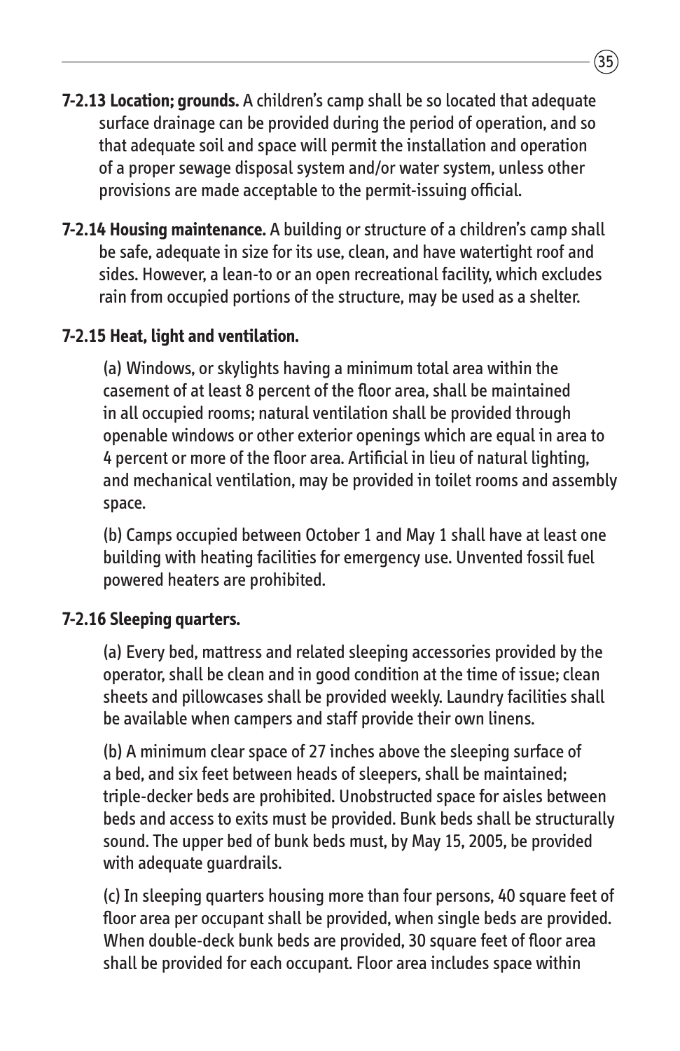**7-2.13 Location; grounds.** A children's camp shall be so located that adequate surface drainage can be provided during the period of operation, and so that adequate soil and space will permit the installation and operation of a proper sewage disposal system and/or water system, unless other provisions are made acceptable to the permit-issuing official.

**7-2.14 Housing maintenance.** A building or structure of a children's camp shall be safe, adequate in size for its use, clean, and have watertight roof and sides. However, a lean-to or an open recreational facility, which excludes rain from occupied portions of the structure, may be used as a shelter.

**7-2.15 Heat, light and ventilation.**

(a) Windows, or skylights having a minimum total area within the casement of at least 8 percent of the floor area, shall be maintained in all occupied rooms; natural ventilation shall be provided through openable windows or other exterior openings which are equal in area to 4 percent or more of the floor area. Artificial in lieu of natural lighting, and mechanical ventilation, may be provided in toilet rooms and assembly space.

(b) Camps occupied between October 1 and May 1 shall have at least one building with heating facilities for emergency use. Unvented fossil fuel powered heaters are prohibited.

**7-2.16 Sleeping quarters.**

(a) Every bed, mattress and related sleeping accessories provided by the operator, shall be clean and in good condition at the time of issue; clean sheets and pillowcases shall be provided weekly. Laundry facilities shall be available when campers and staff provide their own linens.

(b) A minimum clear space of 27 inches above the sleeping surface of a bed, and six feet between heads of sleepers, shall be maintained; triple-decker beds are prohibited. Unobstructed space for aisles between beds and access to exits must be provided. Bunk beds shall be structurally sound. The upper bed of bunk beds must, by May 15, 2005, be provided with adequate guardrails.

(c) In sleeping quarters housing more than four persons, 40 square feet of floor area per occupant shall be provided, when single beds are provided. When double-deck bunk beds are provided, 30 square feet of floor area shall be provided for each occupant. Floor area includes space within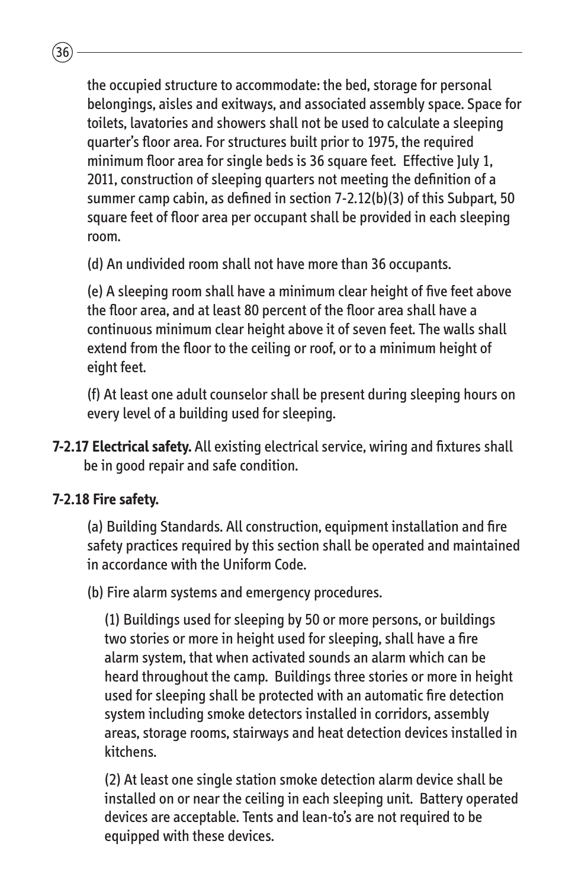the occupied structure to accommodate: the bed, storage for personal belongings, aisles and exitways, and associated assembly space. Space for toilets, lavatories and showers shall not be used to calculate a sleeping quarter's floor area. For structures built prior to 1975, the required minimum floor area for single beds is 36 square feet.  Effective July 1, 2011, construction of sleeping quarters not meeting the definition of a summer camp cabin, as defined in section 7-2.12(b)(3) of this Subpart, 50 square feet of floor area per occupant shall be provided in each sleeping room.

(d) An undivided room shall not have more than 36 occupants.

(e) A sleeping room shall have a minimum clear height of five feet above the floor area, and at least 80 percent of the floor area shall have a continuous minimum clear height above it of seven feet. The walls shall extend from the floor to the ceiling or roof, or to a minimum height of eight feet.

(f) At least one adult counselor shall be present during sleeping hours on every level of a building used for sleeping.

**7-2.17 Electrical safety.** All existing electrical service, wiring and fixtures shall be in good repair and safe condition.

**7-2.18 Fire safety.**

(a) Building Standards. All construction, equipment installation and fire safety practices required by this section shall be operated and maintained in accordance with the Uniform Code.

(b) Fire alarm systems and emergency procedures.

(1) Buildings used for sleeping by 50 or more persons, or buildings two stories or more in height used for sleeping, shall have a fire alarm system, that when activated sounds an alarm which can be heard throughout the camp.  Buildings three stories or more in height used for sleeping shall be protected with an automatic fire detection system including smoke detectors installed in corridors, assembly areas, storage rooms, stairways and heat detection devices installed in kitchens.

(2) At least one single station smoke detection alarm device shall be installed on or near the ceiling in each sleeping unit.  Battery operated devices are acceptable. Tents and lean-to's are not required to be equipped with these devices.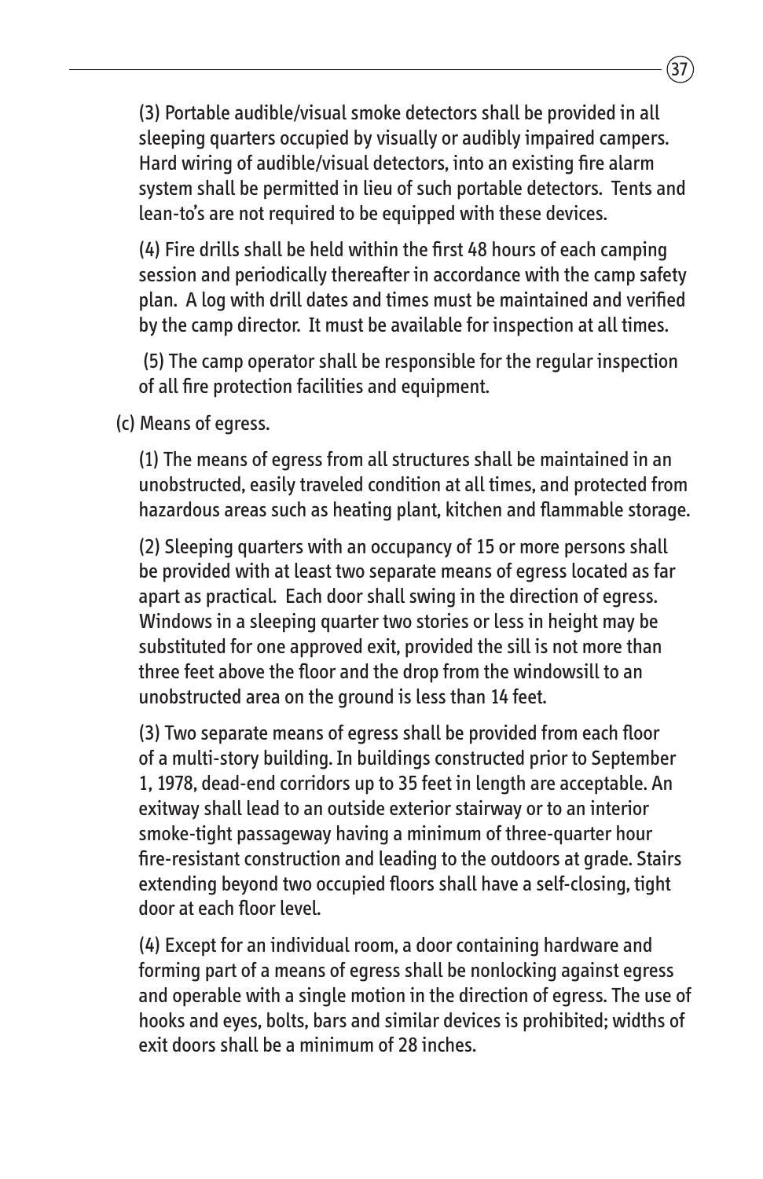(3) Portable audible/visual smoke detectors shall be provided in all sleeping quarters occupied by visually or audibly impaired campers. Hard wiring of audible/visual detectors, into an existing fire alarm system shall be permitted in lieu of such portable detectors. Tents and lean-to's are not required to be equipped with these devices.

(4) Fire drills shall be held within the first 48 hours of each camping session and periodically thereafter in accordance with the camp safety plan. A log with drill dates and times must be maintained and verified by the camp director. It must be available for inspection at all times.

(5) The camp operator shall be responsible for the regular inspection of all fire protection facilities and equipment.

(c) Means of egress.

(1) The means of egress from all structures shall be maintained in an unobstructed, easily traveled condition at all times, and protected from hazardous areas such as heating plant, kitchen and flammable storage.

(2) Sleeping quarters with an occupancy of 15 or more persons shall be provided with at least two separate means of egress located as far apart as practical. Each door shall swing in the direction of egress. Windows in a sleeping quarter two stories or less in height may be substituted for one approved exit, provided the sill is not more than three feet above the floor and the drop from the windowsill to an unobstructed area on the ground is less than 14 feet.

(3) Two separate means of egress shall be provided from each floor of a multi-story building. In buildings constructed prior to September 1, 1978, dead-end corridors up to 35 feet in length are acceptable. An exitway shall lead to an outside exterior stairway or to an interior smoke-tight passageway having a minimum of three-quarter hour fire-resistant construction and leading to the outdoors at grade. Stairs extending beyond two occupied floors shall have a self-closing, tight door at each floor level.

(4) Except for an individual room, a door containing hardware and forming part of a means of egress shall be nonlocking against egress and operable with a single motion in the direction of egress. The use of hooks and eyes, bolts, bars and similar devices is prohibited; widths of exit doors shall be a minimum of 28 inches.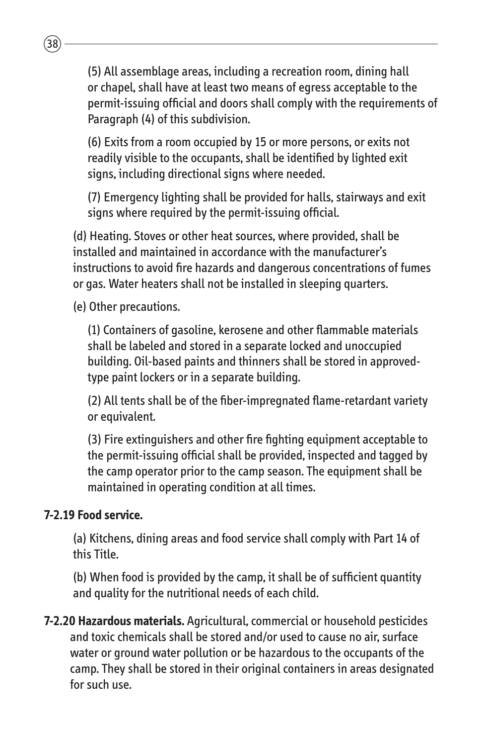(5) All assemblage areas, including a recreation room, dining hall or chapel, shall have at least two means of egress acceptable to the permit-issuing official and doors shall comply with the requirements of Paragraph (4) of this subdivision.

(6) Exits from a room occupied by 15 or more persons, or exits not readily visible to the occupants, shall be identified by lighted exit signs, including directional signs where needed.

(7) Emergency lighting shall be provided for halls, stairways and exit signs where required by the permit-issuing official.

(d) Heating. Stoves or other heat sources, where provided, shall be installed and maintained in accordance with the manufacturer's instructions to avoid fire hazards and dangerous concentrations of fumes or gas. Water heaters shall not be installed in sleeping quarters.

(e) Other precautions.

(1) Containers of gasoline, kerosene and other flammable materials shall be labeled and stored in a separate locked and unoccupied building. Oil-based paints and thinners shall be stored in approved-type paint lockers or in a separate building.

(2) All tents shall be of the fiber-impregnated flame-retardant variety or equivalent.

(3) Fire extinguishers and other fire fighting equipment acceptable to the permit-issuing official shall be provided, inspected and tagged by the camp operator prior to the camp season. The equipment shall be maintained in operating condition at all times.

**7-2.19 Food service.**

(a) Kitchens, dining areas and food service shall comply with Part 14 of this Title.

(b) When food is provided by the camp, it shall be of sufficient quantity and quality for the nutritional needs of each child.

**7-2.20 Hazardous materials.** Agricultural, commercial or household pesticides and toxic chemicals shall be stored and/or used to cause no air, surface water or ground water pollution or be hazardous to the occupants of the camp. They shall be stored in their original containers in areas designated for such use.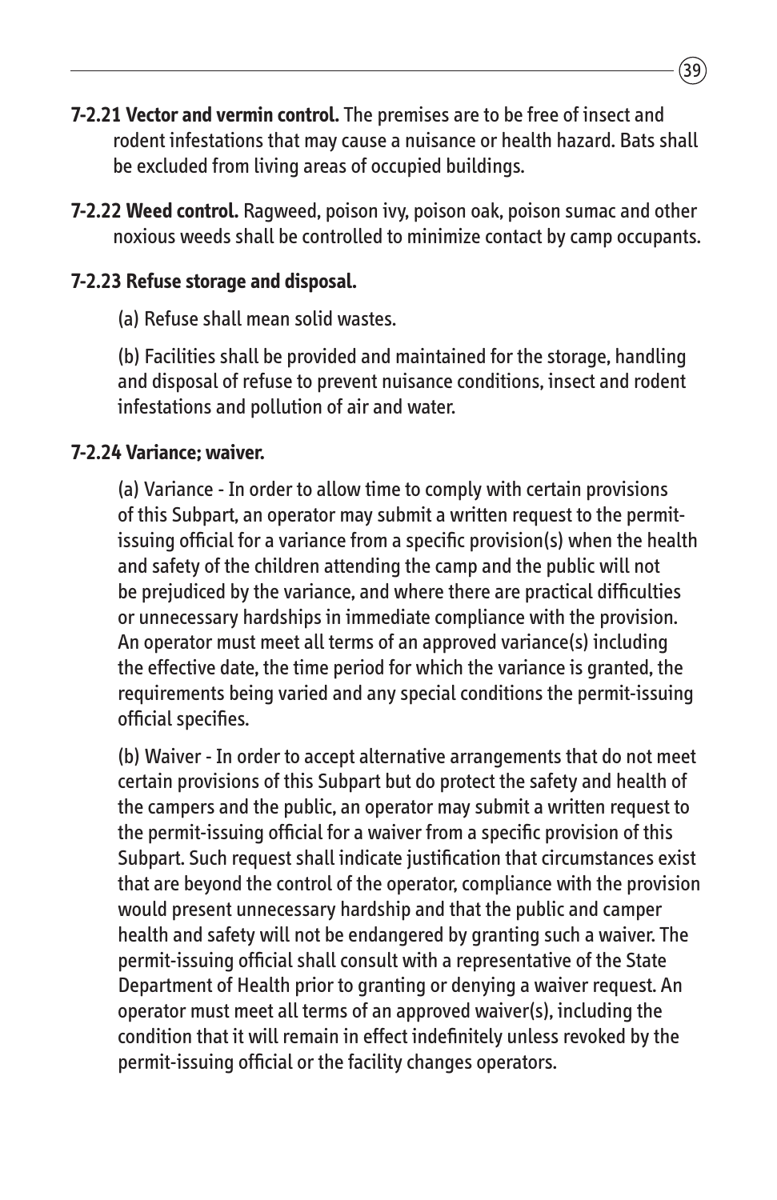**7-2.21 Vector and vermin control.** The premises are to be free of insect and rodent infestations that may cause a nuisance or health hazard. Bats shall be excluded from living areas of occupied buildings.

**7-2.22 Weed control.** Ragweed, poison ivy, poison oak, poison sumac and other noxious weeds shall be controlled to minimize contact by camp occupants.

**7-2.23 Refuse storage and disposal.**

(a) Refuse shall mean solid wastes.

(b) Facilities shall be provided and maintained for the storage, handling and disposal of refuse to prevent nuisance conditions, insect and rodent infestations and pollution of air and water.

**7-2.24 Variance; waiver.**

(a) Variance - In order to allow time to comply with certain provisions of this Subpart, an operator may submit a written request to the permit-issuing official for a variance from a specific provision(s) when the health and safety of the children attending the camp and the public will not be prejudiced by the variance, and where there are practical difficulties or unnecessary hardships in immediate compliance with the provision. An operator must meet all terms of an approved variance(s) including the effective date, the time period for which the variance is granted, the requirements being varied and any special conditions the permit-issuing official specifies.

(b) Waiver - In order to accept alternative arrangements that do not meet certain provisions of this Subpart but do protect the safety and health of the campers and the public, an operator may submit a written request to the permit-issuing official for a waiver from a specific provision of this Subpart. Such request shall indicate justification that circumstances exist that are beyond the control of the operator, compliance with the provision would present unnecessary hardship and that the public and camper health and safety will not be endangered by granting such a waiver. The permit-issuing official shall consult with a representative of the State Department of Health prior to granting or denying a waiver request. An operator must meet all terms of an approved waiver(s), including the condition that it will remain in effect indefinitely unless revoked by the permit-issuing official or the facility changes operators.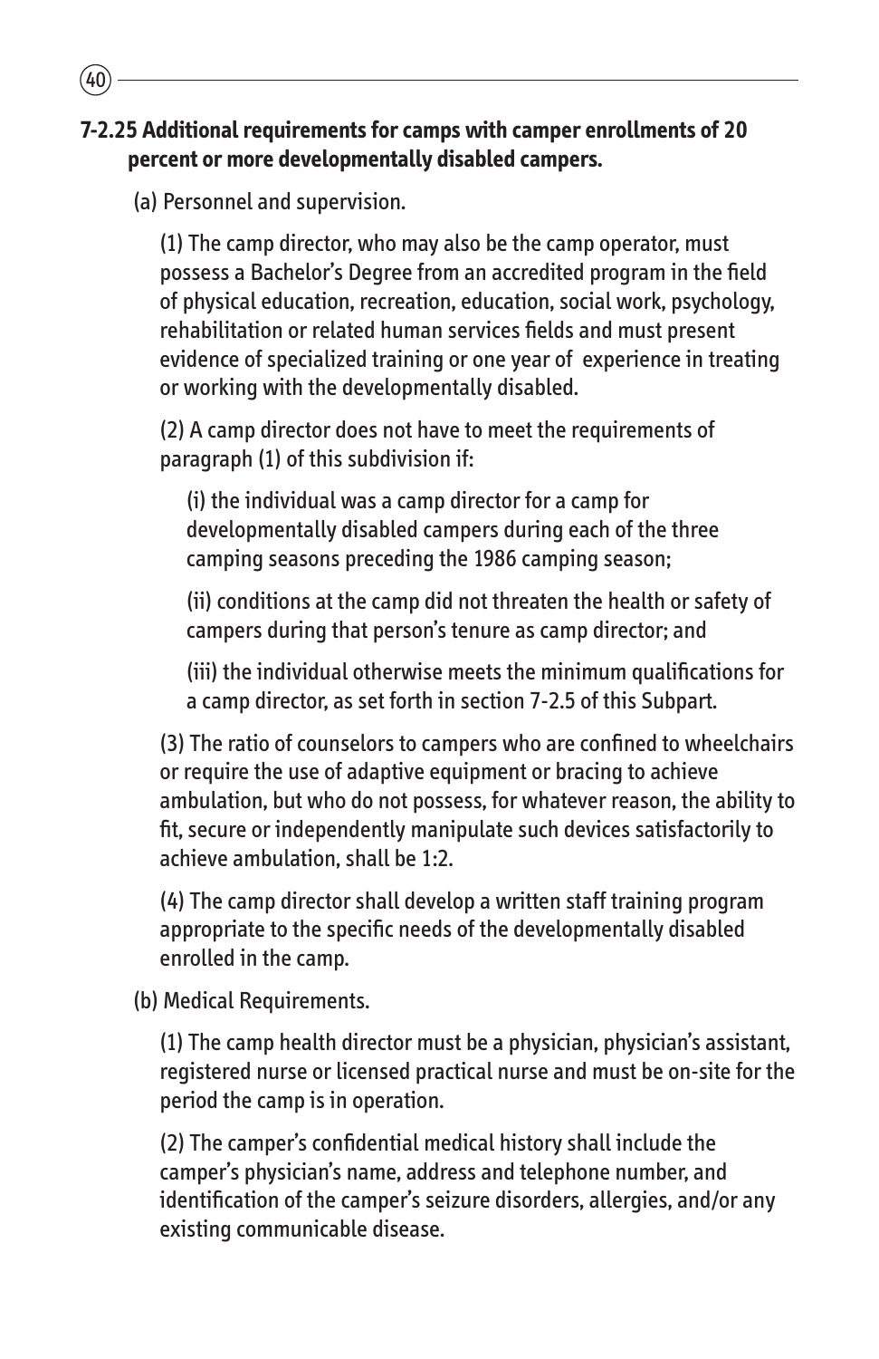### 7-2.25 Additional requirements for camps with camper enrollments of 20 percent or more developmentally disabled campers.

(a) Personnel and supervision.

(1) The camp director, who may also be the camp operator, must possess a Bachelor's Degree from an accredited program in the field of physical education, recreation, education, social work, psychology, rehabilitation or related human services fields and must present evidence of specialized training or one year of experience in treating or working with the developmentally disabled.

(2) A camp director does not have to meet the requirements of paragraph (1) of this subdivision if:

(i) the individual was a camp director for a camp for developmentally disabled campers during each of the three camping seasons preceding the 1986 camping season;

(ii) conditions at the camp did not threaten the health or safety of campers during that person's tenure as camp director; and

(iii) the individual otherwise meets the minimum qualifications for a camp director, as set forth in section 7-2.5 of this Subpart.

(3) The ratio of counselors to campers who are confined to wheelchairs or require the use of adaptive equipment or bracing to achieve ambulation, but who do not possess, for whatever reason, the ability to fit, secure or independently manipulate such devices satisfactorily to achieve ambulation, shall be 1:2.

(4) The camp director shall develop a written staff training program appropriate to the specific needs of the developmentally disabled enrolled in the camp.

(b) Medical Requirements.

(1) The camp health director must be a physician, physician's assistant, registered nurse or licensed practical nurse and must be on-site for the period the camp is in operation.

(2) The camper's confidential medical history shall include the camper's physician's name, address and telephone number, and identification of the camper's seizure disorders, allergies, and/or any existing communicable disease.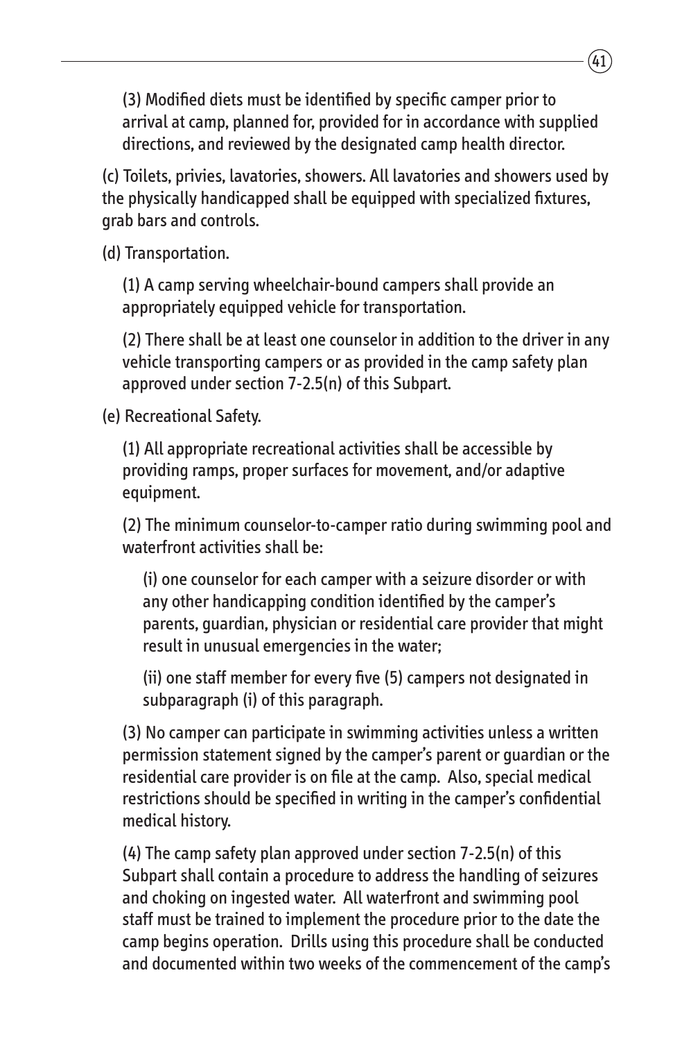(3) Modified diets must be identified by specific camper prior to arrival at camp, planned for, provided for in accordance with supplied directions, and reviewed by the designated camp health director.

(c) Toilets, privies, lavatories, showers. All lavatories and showers used by the physically handicapped shall be equipped with specialized fixtures, grab bars and controls.

(d) Transportation.

(1) A camp serving wheelchair-bound campers shall provide an appropriately equipped vehicle for transportation.

(2) There shall be at least one counselor in addition to the driver in any vehicle transporting campers or as provided in the camp safety plan approved under section 7-2.5(n) of this Subpart.

(e) Recreational Safety.

(1) All appropriate recreational activities shall be accessible by providing ramps, proper surfaces for movement, and/or adaptive equipment.

(2) The minimum counselor-to-camper ratio during swimming pool and waterfront activities shall be:

(i) one counselor for each camper with a seizure disorder or with any other handicapping condition identified by the camper's parents, guardian, physician or residential care provider that might result in unusual emergencies in the water;

(ii) one staff member for every five (5) campers not designated in subparagraph (i) of this paragraph.

(3) No camper can participate in swimming activities unless a written permission statement signed by the camper's parent or guardian or the residential care provider is on file at the camp. Also, special medical restrictions should be specified in writing in the camper's confidential medical history.

(4) The camp safety plan approved under section 7-2.5(n) of this Subpart shall contain a procedure to address the handling of seizures and choking on ingested water. All waterfront and swimming pool staff must be trained to implement the procedure prior to the date the camp begins operation. Drills using this procedure shall be conducted and documented within two weeks of the commencement of the camp's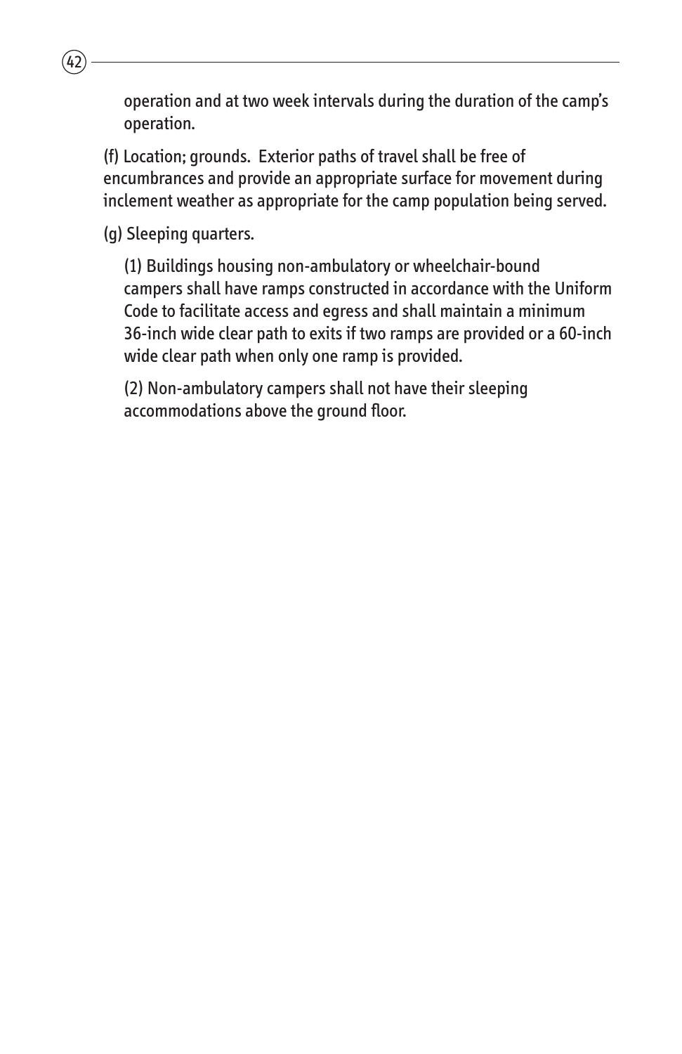operation and at two week intervals during the duration of the camp's operation.

(f) Location; grounds.  Exterior paths of travel shall be free of encumbrances and provide an appropriate surface for movement during inclement weather as appropriate for the camp population being served.

(g) Sleeping quarters.

(1) Buildings housing non-ambulatory or wheelchair-bound campers shall have ramps constructed in accordance with the Uniform Code to facilitate access and egress and shall maintain a minimum 36-inch wide clear path to exits if two ramps are provided or a 60-inch wide clear path when only one ramp is provided.

(2) Non-ambulatory campers shall not have their sleeping accommodations above the ground floor.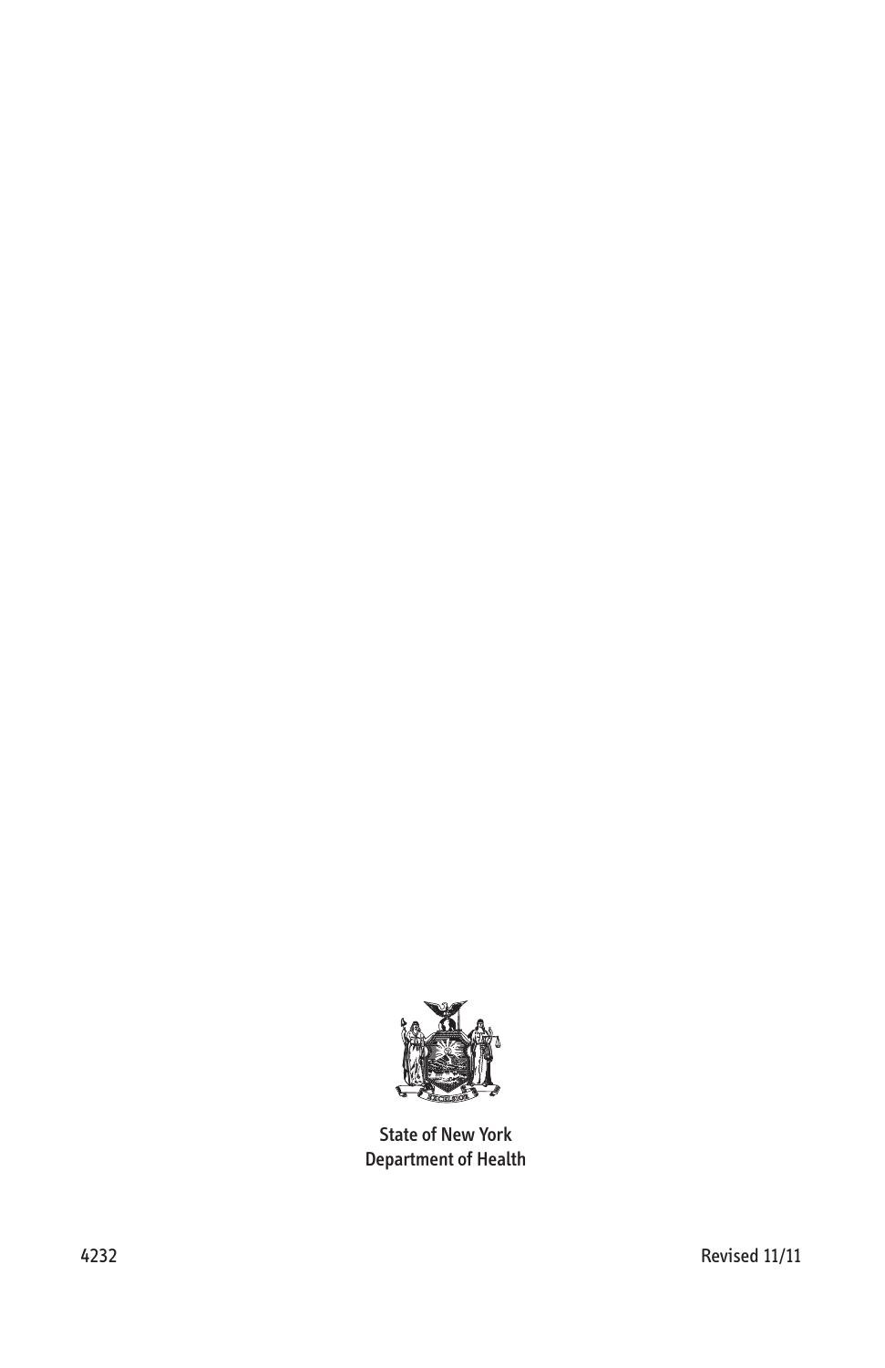State of New York
Department of Health

4232 Revised 11/11